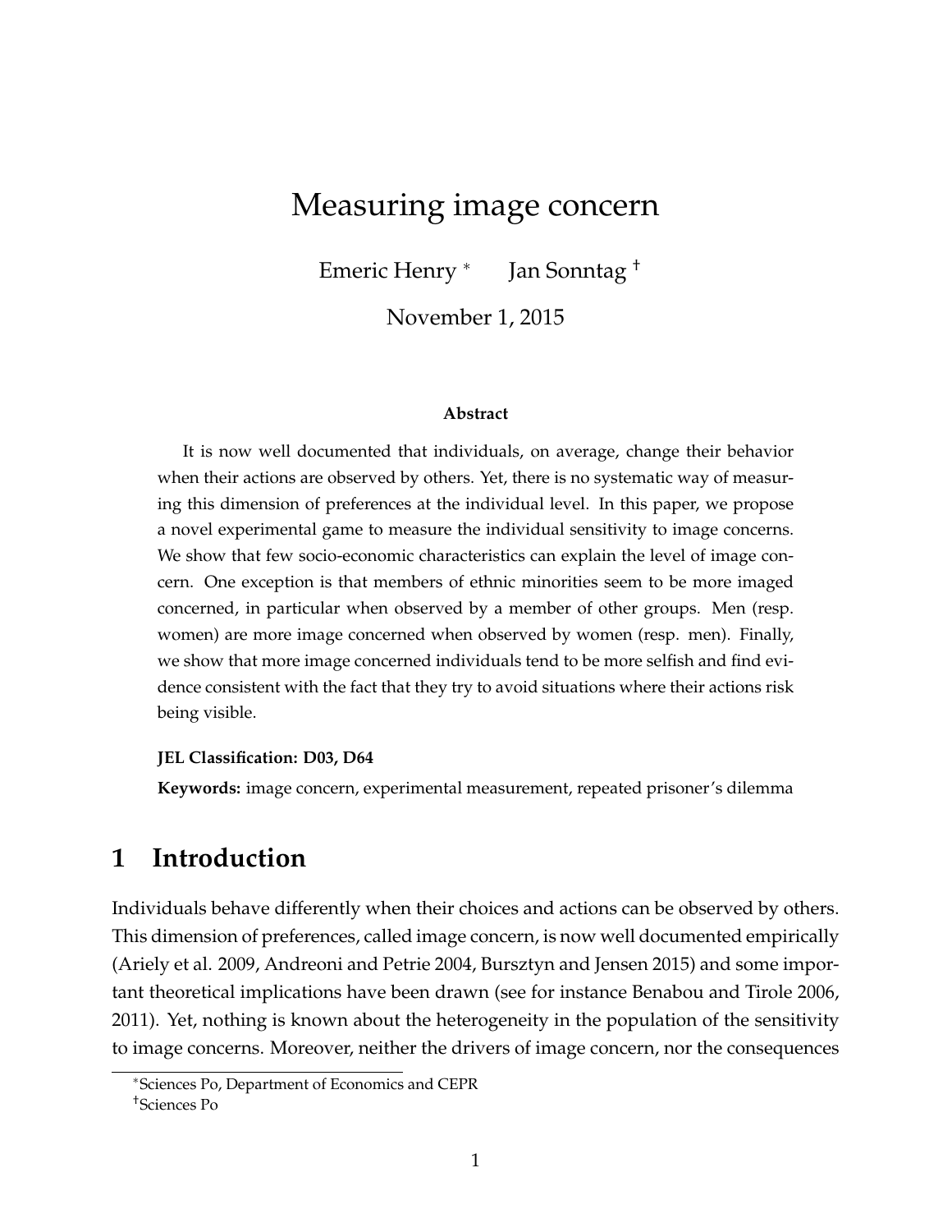# Measuring image concern

Emeric Henry [*] Jan Sonntag [†]

November 1, 2015

**Abstract**

It is now well documented that individuals, on average, change their behavior when their actions are observed by others. Yet, there is no systematic way of measuring this dimension of preferences at the individual level. In this paper, we propose a novel experimental game to measure the individual sensitivity to image concerns. We show that few socio-economic characteristics can explain the level of image concern. One exception is that members of ethnic minorities seem to be more imaged concerned, in particular when observed by a member of other groups. Men (resp. women) are more image concerned when observed by women (resp. men). Finally, we show that more image concerned individuals tend to be more selfish and find evidence consistent with the fact that they try to avoid situations where their actions risk being visible.

**JEL Classification: D03, D64**

**Keywords:** image concern, experimental measurement, repeated prisoner's dilemma

## 1 Introduction

Individuals behave differently when their choices and actions can be observed by others. This dimension of preferences, called image concern, is now well documented empirically (Ariely et al. 2009, Andreoni and Petrie 2004, Bursztyn and Jensen 2015) and some important theoretical implications have been drawn (see for instance Benabou and Tirole 2006, 2011). Yet, nothing is known about the heterogeneity in the population of the sensitivity to image concerns. Moreover, neither the drivers of image concern, nor the consequences

[*] Sciences Po, Department of Economics and CEPR

[†] Sciences Po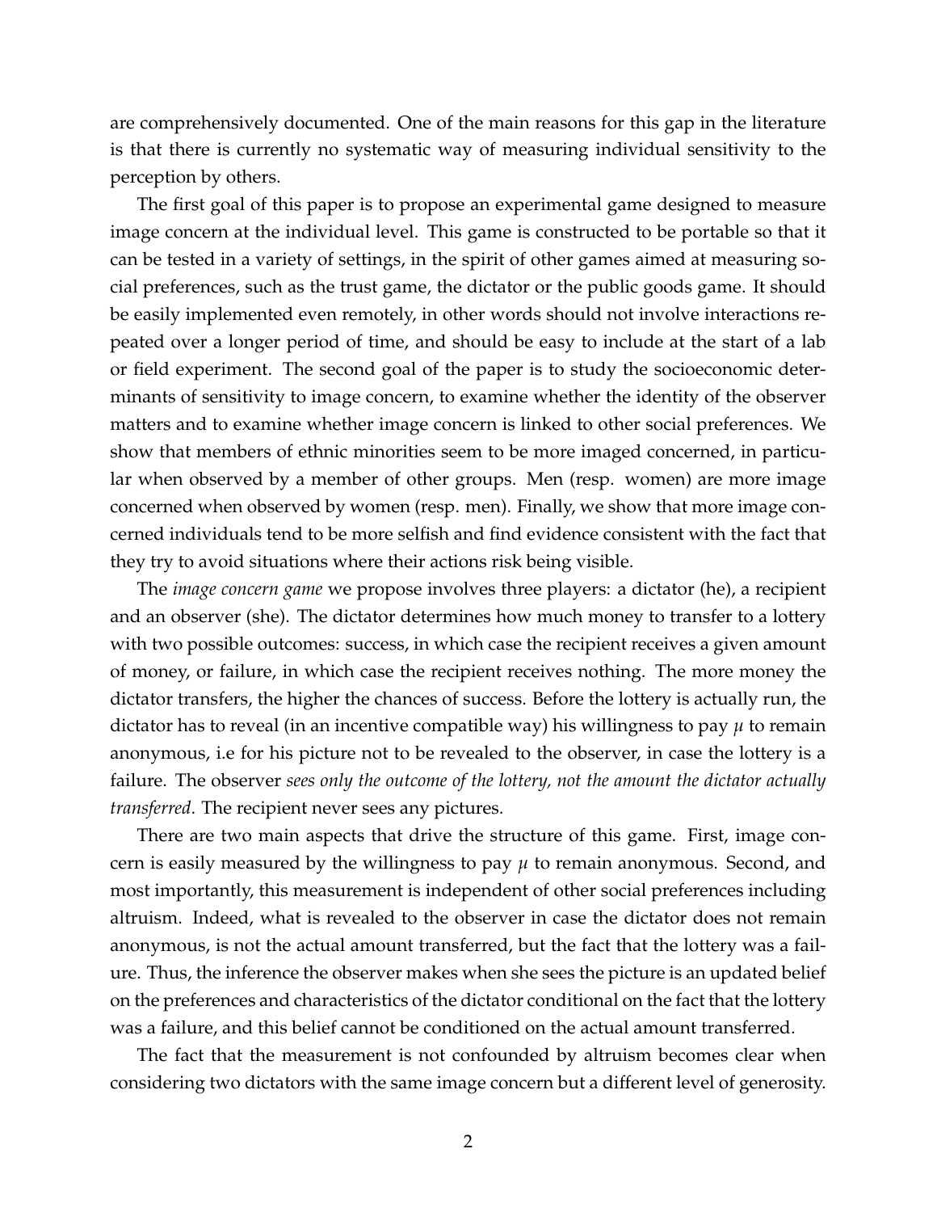are comprehensively documented. One of the main reasons for this gap in the literature is that there is currently no systematic way of measuring individual sensitivity to the perception by others.

The first goal of this paper is to propose an experimental game designed to measure image concern at the individual level. This game is constructed to be portable so that it can be tested in a variety of settings, in the spirit of other games aimed at measuring social preferences, such as the trust game, the dictator or the public goods game. It should be easily implemented even remotely, in other words should not involve interactions repeated over a longer period of time, and should be easy to include at the start of a lab or field experiment. The second goal of the paper is to study the socioeconomic determinants of sensitivity to image concern, to examine whether the identity of the observer matters and to examine whether image concern is linked to other social preferences. We show that members of ethnic minorities seem to be more imaged concerned, in particular when observed by a member of other groups. Men (resp. women) are more image concerned when observed by women (resp. men). Finally, we show that more image concerned individuals tend to be more selfish and find evidence consistent with the fact that they try to avoid situations where their actions risk being visible.

The *image concern game* we propose involves three players: a dictator (he), a recipient and an observer (she). The dictator determines how much money to transfer to a lottery with two possible outcomes: success, in which case the recipient receives a given amount of money, or failure, in which case the recipient receives nothing. The more money the dictator transfers, the higher the chances of success. Before the lottery is actually run, the dictator has to reveal (in an incentive compatible way) his willingness to pay $\mu$ to remain anonymous, i.e for his picture not to be revealed to the observer, in case the lottery is a failure. The observer *sees only the outcome of the lottery, not the amount the dictator actually transferred*. The recipient never sees any pictures.

There are two main aspects that drive the structure of this game. First, image concern is easily measured by the willingness to pay $\mu$ to remain anonymous. Second, and most importantly, this measurement is independent of other social preferences including altruism. Indeed, what is revealed to the observer in case the dictator does not remain anonymous, is not the actual amount transferred, but the fact that the lottery was a failure. Thus, the inference the observer makes when she sees the picture is an updated belief on the preferences and characteristics of the dictator conditional on the fact that the lottery was a failure, and this belief cannot be conditioned on the actual amount transferred.

The fact that the measurement is not confounded by altruism becomes clear when considering two dictators with the same image concern but a different level of generosity.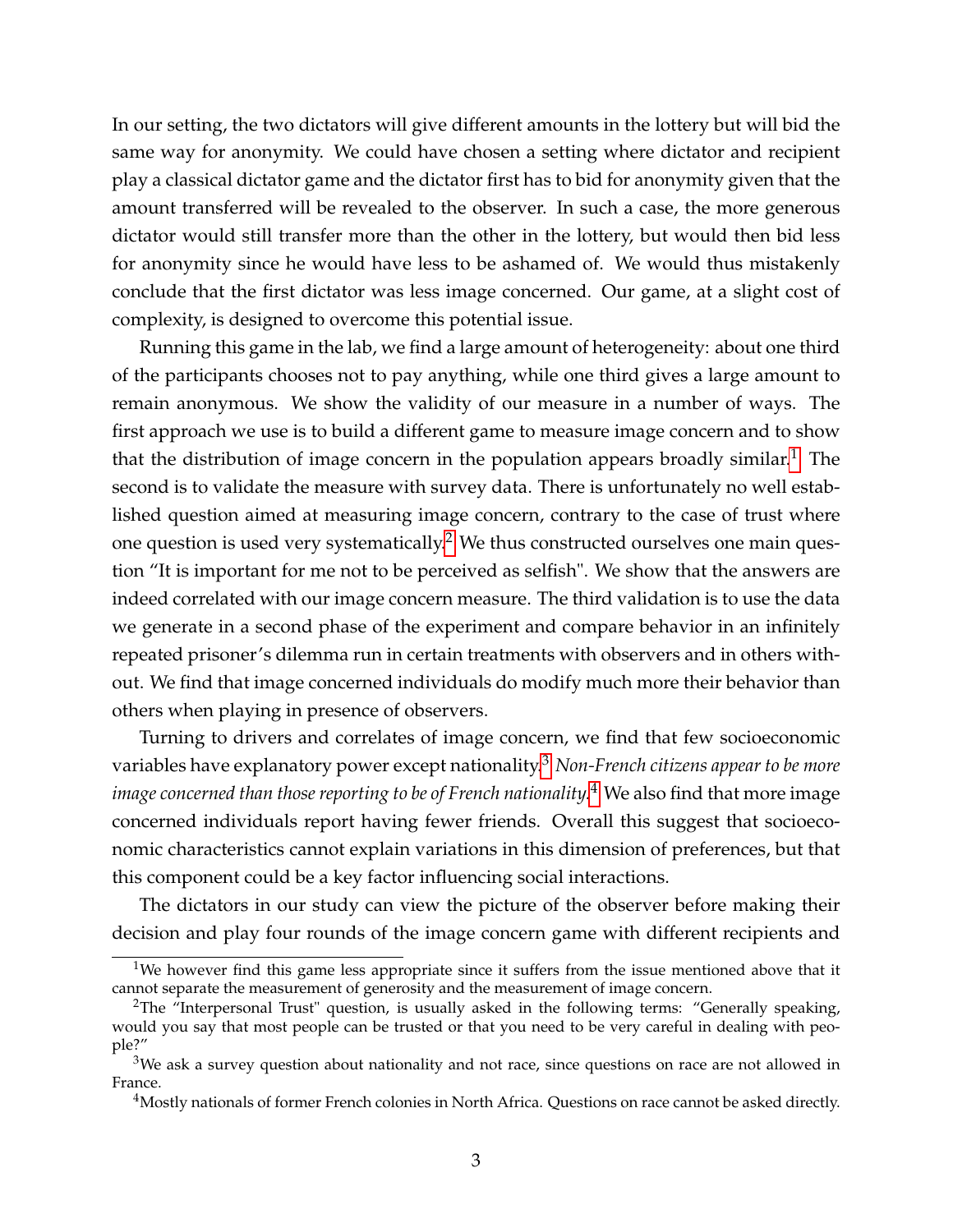In our setting, the two dictators will give different amounts in the lottery but will bid the same way for anonymity. We could have chosen a setting where dictator and recipient play a classical dictator game and the dictator first has to bid for anonymity given that the amount transferred will be revealed to the observer. In such a case, the more generous dictator would still transfer more than the other in the lottery, but would then bid less for anonymity since he would have less to be ashamed of. We would thus mistakenly conclude that the first dictator was less image concerned. Our game, at a slight cost of complexity, is designed to overcome this potential issue.

Running this game in the lab, we find a large amount of heterogeneity: about one third of the participants chooses not to pay anything, while one third gives a large amount to remain anonymous. We show the validity of our measure in a number of ways. The first approach we use is to build a different game to measure image concern and to show that the distribution of image concern in the population appears broadly similar.[1] The second is to validate the measure with survey data. There is unfortunately no well established question aimed at measuring image concern, contrary to the case of trust where one question is used very systematically.[2] We thus constructed ourselves one main question "It is important for me not to be perceived as selfish". We show that the answers are indeed correlated with our image concern measure. The third validation is to use the data we generate in a second phase of the experiment and compare behavior in an infinitely repeated prisoner's dilemma run in certain treatments with observers and in others without. We find that image concerned individuals do modify much more their behavior than others when playing in presence of observers.

Turning to drivers and correlates of image concern, we find that few socioeconomic variables have explanatory power except nationality.[3] *Non-French citizens appear to be more image concerned than those reporting to be of French nationality.*[4] We also find that more image concerned individuals report having fewer friends. Overall this suggest that socioeconomic characteristics cannot explain variations in this dimension of preferences, but that this component could be a key factor influencing social interactions.

The dictators in our study can view the picture of the observer before making their decision and play four rounds of the image concern game with different recipients and

---

[1] We however find this game less appropriate since it suffers from the issue mentioned above that it cannot separate the measurement of generosity and the measurement of image concern.

[2] The "Interpersonal Trust" question, is usually asked in the following terms: "Generally speaking, would you say that most people can be trusted or that you need to be very careful in dealing with people?"

[3] We ask a survey question about nationality and not race, since questions on race are not allowed in France.

[4] Mostly nationals of former French colonies in North Africa. Questions on race cannot be asked directly.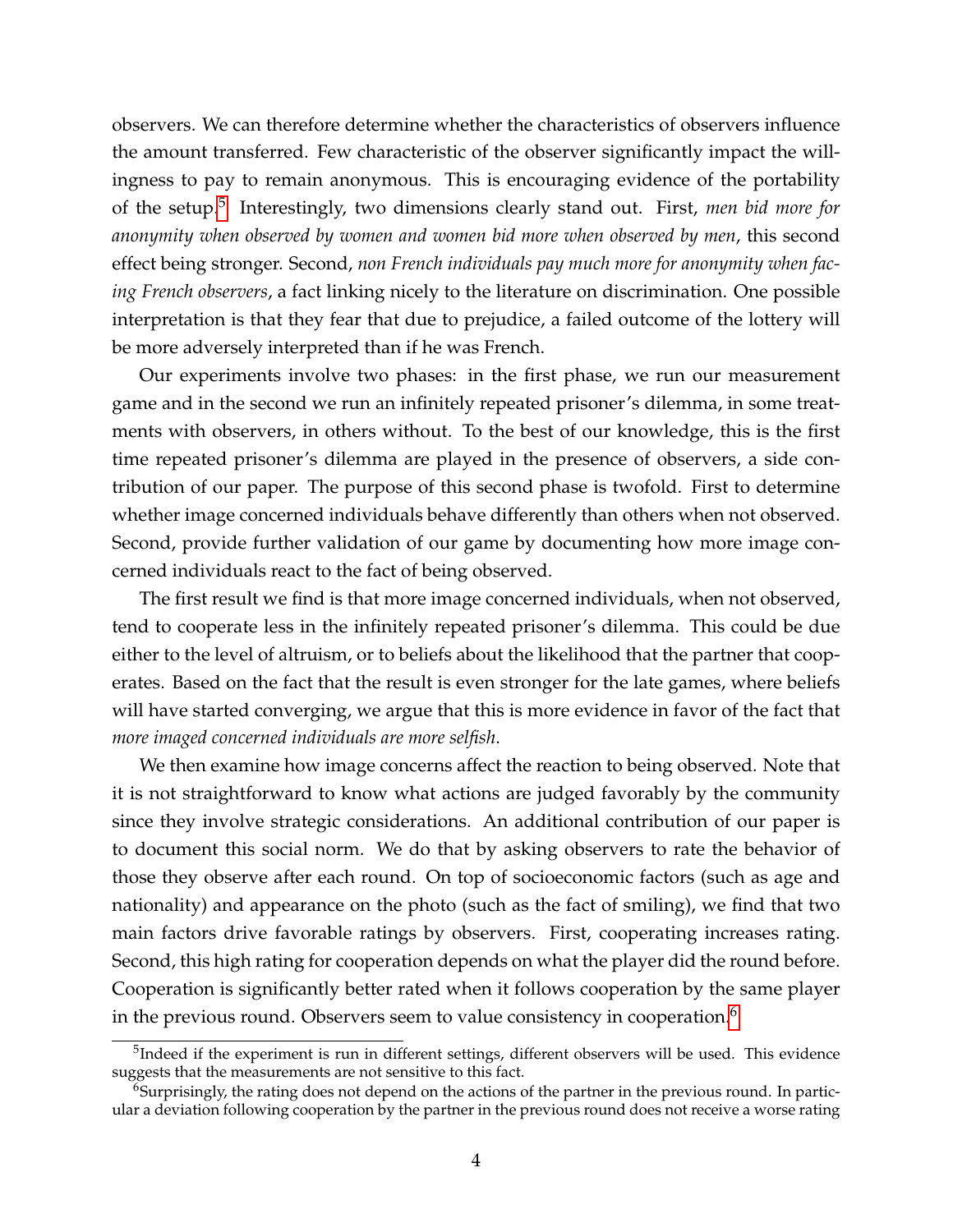observers. We can therefore determine whether the characteristics of observers influence the amount transferred. Few characteristic of the observer significantly impact the willingness to pay to remain anonymous. This is encouraging evidence of the portability of the setup.[5] Interestingly, two dimensions clearly stand out. First, *men bid more for anonymity when observed by women and women bid more when observed by men*, this second effect being stronger. Second, *non French individuals pay much more for anonymity when facing French observers*, a fact linking nicely to the literature on discrimination. One possible interpretation is that they fear that due to prejudice, a failed outcome of the lottery will be more adversely interpreted than if he was French.

Our experiments involve two phases: in the first phase, we run our measurement game and in the second we run an infinitely repeated prisoner's dilemma, in some treatments with observers, in others without. To the best of our knowledge, this is the first time repeated prisoner's dilemma are played in the presence of observers, a side contribution of our paper. The purpose of this second phase is twofold. First to determine whether image concerned individuals behave differently than others when not observed. Second, provide further validation of our game by documenting how more image concerned individuals react to the fact of being observed.

The first result we find is that more image concerned individuals, when not observed, tend to cooperate less in the infinitely repeated prisoner's dilemma. This could be due either to the level of altruism, or to beliefs about the likelihood that the partner that cooperates. Based on the fact that the result is even stronger for the late games, where beliefs will have started converging, we argue that this is more evidence in favor of the fact that *more imaged concerned individuals are more selfish*.

We then examine how image concerns affect the reaction to being observed. Note that it is not straightforward to know what actions are judged favorably by the community since they involve strategic considerations. An additional contribution of our paper is to document this social norm. We do that by asking observers to rate the behavior of those they observe after each round. On top of socioeconomic factors (such as age and nationality) and appearance on the photo (such as the fact of smiling), we find that two main factors drive favorable ratings by observers. First, cooperating increases rating. Second, this high rating for cooperation depends on what the player did the round before. Cooperation is significantly better rated when it follows cooperation by the same player in the previous round. Observers seem to value consistency in cooperation.[6]

[5] Indeed if the experiment is run in different settings, different observers will be used. This evidence suggests that the measurements are not sensitive to this fact.

[6] Surprisingly, the rating does not depend on the actions of the partner in the previous round. In particular a deviation following cooperation by the partner in the previous round does not receive a worse rating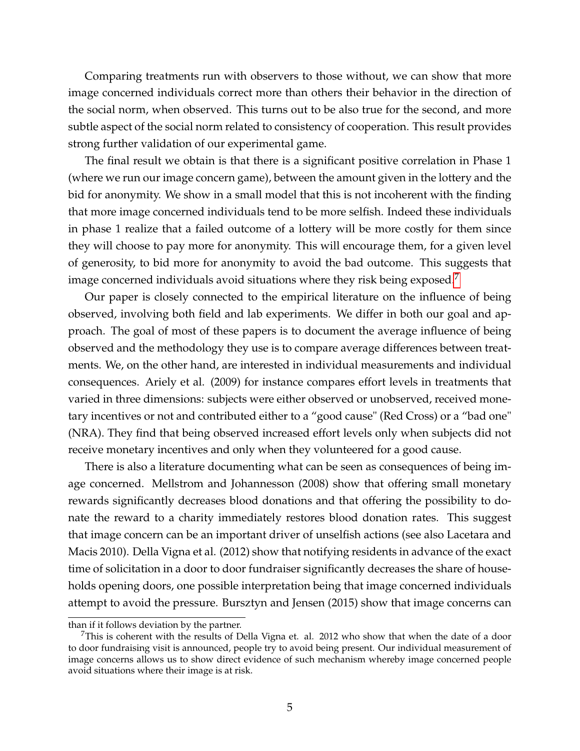Comparing treatments run with observers to those without, we can show that more image concerned individuals correct more than others their behavior in the direction of the social norm, when observed. This turns out to be also true for the second, and more subtle aspect of the social norm related to consistency of cooperation. This result provides strong further validation of our experimental game.

The final result we obtain is that there is a significant positive correlation in Phase 1 (where we run our image concern game), between the amount given in the lottery and the bid for anonymity. We show in a small model that this is not incoherent with the finding that more image concerned individuals tend to be more selfish. Indeed these individuals in phase 1 realize that a failed outcome of a lottery will be more costly for them since they will choose to pay more for anonymity. This will encourage them, for a given level of generosity, to bid more for anonymity to avoid the bad outcome. This suggests that image concerned individuals avoid situations where they risk being exposed.[7]

Our paper is closely connected to the empirical literature on the influence of being observed, involving both field and lab experiments. We differ in both our goal and approach. The goal of most of these papers is to document the average influence of being observed and the methodology they use is to compare average differences between treatments. We, on the other hand, are interested in individual measurements and individual consequences. Ariely et al. (2009) for instance compares effort levels in treatments that varied in three dimensions: subjects were either observed or unobserved, received monetary incentives or not and contributed either to a "good cause" (Red Cross) or a "bad one" (NRA). They find that being observed increased effort levels only when subjects did not receive monetary incentives and only when they volunteered for a good cause.

There is also a literature documenting what can be seen as consequences of being image concerned. Mellstrom and Johannesson (2008) show that offering small monetary rewards significantly decreases blood donations and that offering the possibility to donate the reward to a charity immediately restores blood donation rates. This suggest that image concern can be an important driver of unselfish actions (see also Lacetara and Macis 2010). Della Vigna et al. (2012) show that notifying residents in advance of the exact time of solicitation in a door to door fundraiser significantly decreases the share of households opening doors, one possible interpretation being that image concerned individuals attempt to avoid the pressure. Bursztyn and Jensen (2015) show that image concerns can

than if it follows deviation by the partner.

[7]This is coherent with the results of Della Vigna et. al. 2012 who show that when the date of a door to door fundraising visit is announced, people try to avoid being present. Our individual measurement of image concerns allows us to show direct evidence of such mechanism whereby image concerned people avoid situations where their image is at risk.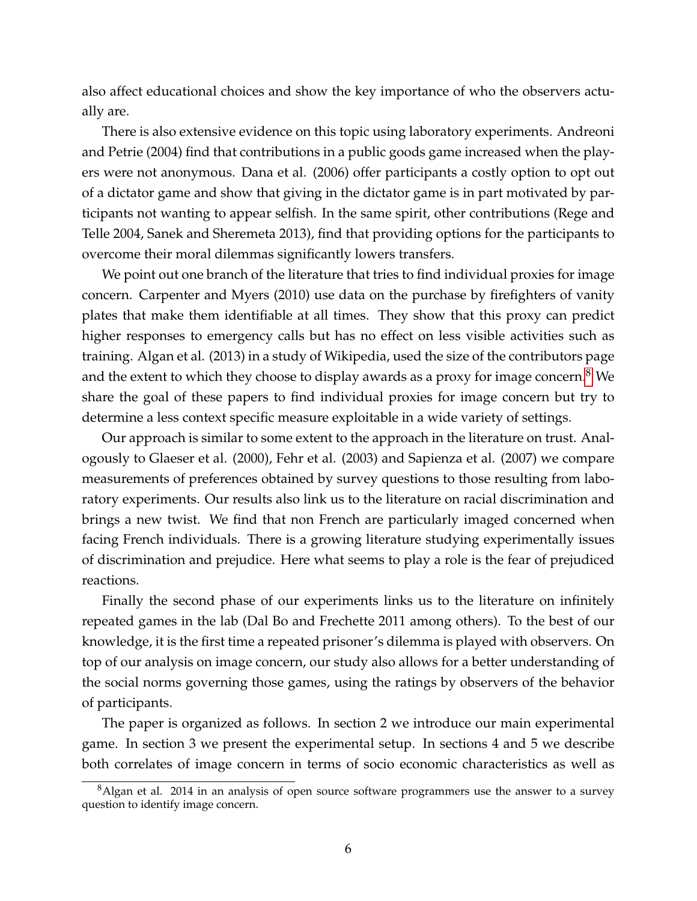also affect educational choices and show the key importance of who the observers actually are.

There is also extensive evidence on this topic using laboratory experiments. Andreoni and Petrie (2004) find that contributions in a public goods game increased when the players were not anonymous. Dana et al. (2006) offer participants a costly option to opt out of a dictator game and show that giving in the dictator game is in part motivated by participants not wanting to appear selfish. In the same spirit, other contributions (Rege and Telle 2004, Sanek and Sheremeta 2013), find that providing options for the participants to overcome their moral dilemmas significantly lowers transfers.

We point out one branch of the literature that tries to find individual proxies for image concern. Carpenter and Myers (2010) use data on the purchase by firefighters of vanity plates that make them identifiable at all times. They show that this proxy can predict higher responses to emergency calls but has no effect on less visible activities such as training. Algan et al. (2013) in a study of Wikipedia, used the size of the contributors page and the extent to which they choose to display awards as a proxy for image concern.[8] We share the goal of these papers to find individual proxies for image concern but try to determine a less context specific measure exploitable in a wide variety of settings.

Our approach is similar to some extent to the approach in the literature on trust. Analogously to Glaeser et al. (2000), Fehr et al. (2003) and Sapienza et al. (2007) we compare measurements of preferences obtained by survey questions to those resulting from laboratory experiments. Our results also link us to the literature on racial discrimination and brings a new twist. We find that non French are particularly imaged concerned when facing French individuals. There is a growing literature studying experimentally issues of discrimination and prejudice. Here what seems to play a role is the fear of prejudiced reactions.

Finally the second phase of our experiments links us to the literature on infinitely repeated games in the lab (Dal Bo and Frechette 2011 among others). To the best of our knowledge, it is the first time a repeated prisoner's dilemma is played with observers. On top of our analysis on image concern, our study also allows for a better understanding of the social norms governing those games, using the ratings by observers of the behavior of participants.

The paper is organized as follows. In section 2 we introduce our main experimental game. In section 3 we present the experimental setup. In sections 4 and 5 we describe both correlates of image concern in terms of socio economic characteristics as well as

[8] Algan et al. 2014 in an analysis of open source software programmers use the answer to a survey question to identify image concern.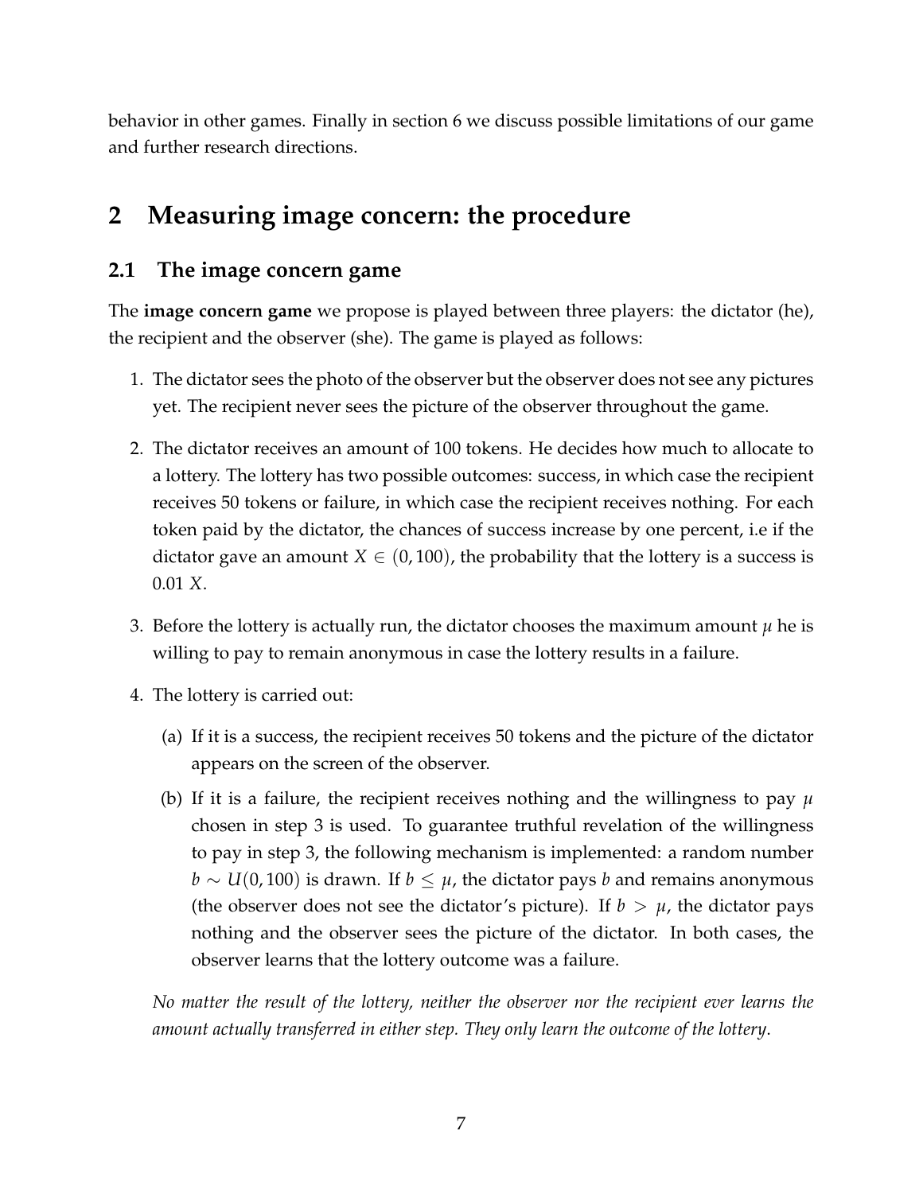behavior in other games. Finally in section 6 we discuss possible limitations of our game and further research directions.

# 2 Measuring image concern: the procedure

## 2.1 The image concern game

The **image concern game** we propose is played between three players: the dictator (he), the recipient and the observer (she). The game is played as follows:

1. The dictator sees the photo of the observer but the observer does not see any pictures yet. The recipient never sees the picture of the observer throughout the game.
2. The dictator receives an amount of 100 tokens. He decides how much to allocate to a lottery. The lottery has two possible outcomes: success, in which case the recipient receives 50 tokens or failure, in which case the recipient receives nothing. For each token paid by the dictator, the chances of success increase by one percent, i.e if the dictator gave an amount $X \in (0, 100)$, the probability that the lottery is a success is $0.01\ X$.
3. Before the lottery is actually run, the dictator chooses the maximum amount $\mu$ he is willing to pay to remain anonymous in case the lottery results in a failure.
4. The lottery is carried out:
   (a) If it is a success, the recipient receives 50 tokens and the picture of the dictator appears on the screen of the observer.
   (b) If it is a failure, the recipient receives nothing and the willingness to pay $\mu$ chosen in step 3 is used. To guarantee truthful revelation of the willingness to pay in step 3, the following mechanism is implemented: a random number $b \sim U(0, 100)$ is drawn. If $b \leq \mu$, the dictator pays $b$ and remains anonymous (the observer does not see the dictator's picture). If $b > \mu$, the dictator pays nothing and the observer sees the picture of the dictator. In both cases, the observer learns that the lottery outcome was a failure.

*No matter the result of the lottery, neither the observer nor the recipient ever learns the amount actually transferred in either step. They only learn the outcome of the lottery.*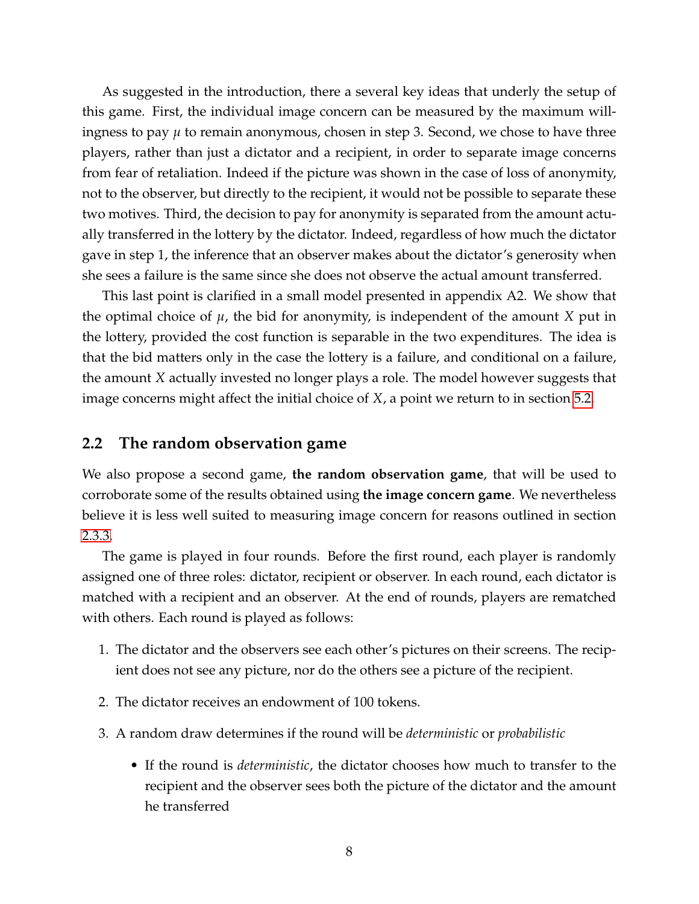As suggested in the introduction, there a several key ideas that underly the setup of this game. First, the individual image concern can be measured by the maximum willingness to pay $\mu$ to remain anonymous, chosen in step 3. Second, we chose to have three players, rather than just a dictator and a recipient, in order to separate image concerns from fear of retaliation. Indeed if the picture was shown in the case of loss of anonymity, not to the observer, but directly to the recipient, it would not be possible to separate these two motives. Third, the decision to pay for anonymity is separated from the amount actually transferred in the lottery by the dictator. Indeed, regardless of how much the dictator gave in step 1, the inference that an observer makes about the dictator's generosity when she sees a failure is the same since she does not observe the actual amount transferred.

This last point is clarified in a small model presented in appendix A2. We show that the optimal choice of $\mu$, the bid for anonymity, is independent of the amount $X$ put in the lottery, provided the cost function is separable in the two expenditures. The idea is that the bid matters only in the case the lottery is a failure, and conditional on a failure, the amount $X$ actually invested no longer plays a role. The model however suggests that image concerns might affect the initial choice of $X$, a point we return to in section 5.2.

## 2.2 The random observation game

We also propose a second game, **the random observation game**, that will be used to corroborate some of the results obtained using **the image concern game**. We nevertheless believe it is less well suited to measuring image concern for reasons outlined in section 2.3.3.

The game is played in four rounds. Before the first round, each player is randomly assigned one of three roles: dictator, recipient or observer. In each round, each dictator is matched with a recipient and an observer. At the end of rounds, players are rematched with others. Each round is played as follows:

1. The dictator and the observers see each other's pictures on their screens. The recipient does not see any picture, nor do the others see a picture of the recipient.
2. The dictator receives an endowment of 100 tokens.
3. A random draw determines if the round will be *deterministic* or *probabilistic*
   - If the round is *deterministic*, the dictator chooses how much to transfer to the recipient and the observer sees both the picture of the dictator and the amount he transferred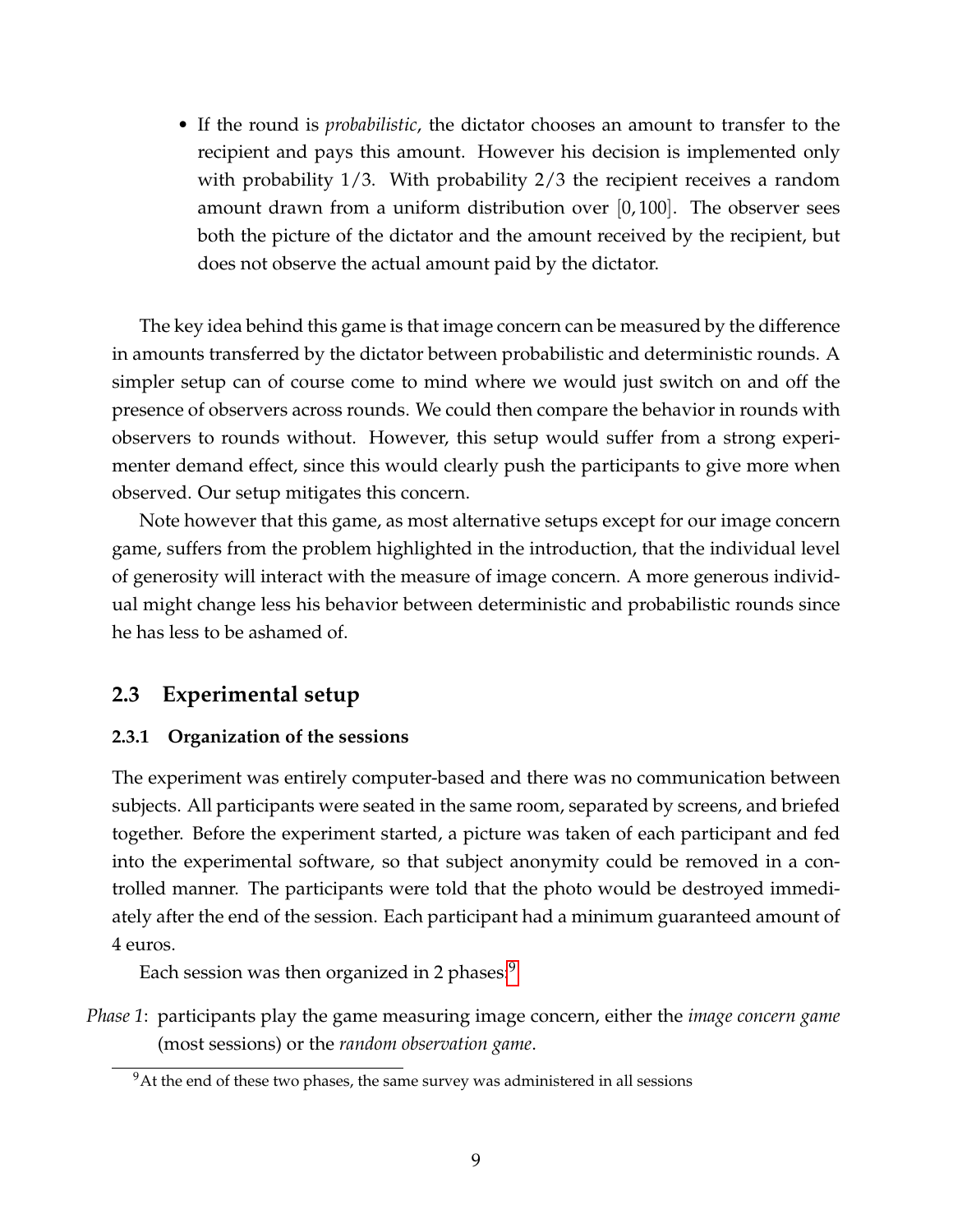- If the round is *probabilistic*, the dictator chooses an amount to transfer to the recipient and pays this amount. However his decision is implemented only with probability $1/3$. With probability $2/3$ the recipient receives a random amount drawn from a uniform distribution over $[0, 100]$. The observer sees both the picture of the dictator and the amount received by the recipient, but does not observe the actual amount paid by the dictator.

The key idea behind this game is that image concern can be measured by the difference in amounts transferred by the dictator between probabilistic and deterministic rounds. A simpler setup can of course come to mind where we would just switch on and off the presence of observers across rounds. We could then compare the behavior in rounds with observers to rounds without. However, this setup would suffer from a strong experimenter demand effect, since this would clearly push the participants to give more when observed. Our setup mitigates this concern.

Note however that this game, as most alternative setups except for our image concern game, suffers from the problem highlighted in the introduction, that the individual level of generosity will interact with the measure of image concern. A more generous individual might change less his behavior between deterministic and probabilistic rounds since he has less to be ashamed of.

## 2.3 Experimental setup

### 2.3.1 Organization of the sessions

The experiment was entirely computer-based and there was no communication between subjects. All participants were seated in the same room, separated by screens, and briefed together. Before the experiment started, a picture was taken of each participant and fed into the experimental software, so that subject anonymity could be removed in a controlled manner. The participants were told that the photo would be destroyed immediately after the end of the session. Each participant had a minimum guaranteed amount of 4 euros.

Each session was then organized in 2 phases:[9]

*Phase 1*: participants play the game measuring image concern, either the *image concern game* (most sessions) or the *random observation game*.

[9] At the end of these two phases, the same survey was administered in all sessions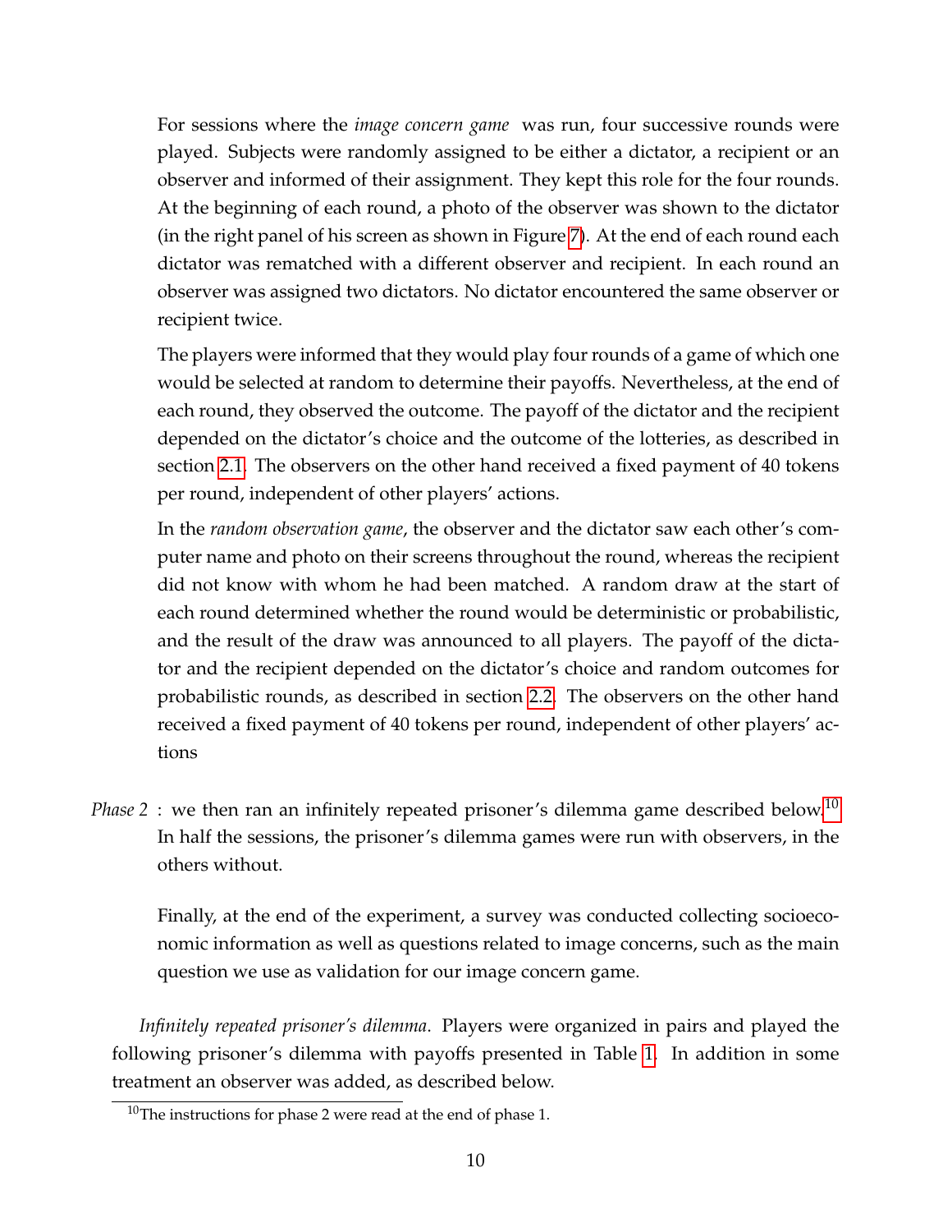For sessions where the *image concern game* was run, four successive rounds were played. Subjects were randomly assigned to be either a dictator, a recipient or an observer and informed of their assignment. They kept this role for the four rounds. At the beginning of each round, a photo of the observer was shown to the dictator (in the right panel of his screen as shown in Figure 7). At the end of each round each dictator was rematched with a different observer and recipient. In each round an observer was assigned two dictators. No dictator encountered the same observer or recipient twice.

The players were informed that they would play four rounds of a game of which one would be selected at random to determine their payoffs. Nevertheless, at the end of each round, they observed the outcome. The payoff of the dictator and the recipient depended on the dictator's choice and the outcome of the lotteries, as described in section 2.1. The observers on the other hand received a fixed payment of 40 tokens per round, independent of other players' actions.

In the *random observation game*, the observer and the dictator saw each other's computer name and photo on their screens throughout the round, whereas the recipient did not know with whom he had been matched. A random draw at the start of each round determined whether the round would be deterministic or probabilistic, and the result of the draw was announced to all players. The payoff of the dictator and the recipient depended on the dictator's choice and random outcomes for probabilistic rounds, as described in section 2.2. The observers on the other hand received a fixed payment of 40 tokens per round, independent of other players' actions

*Phase 2* : we then ran an infinitely repeated prisoner's dilemma game described below.[10] In half the sessions, the prisoner's dilemma games were run with observers, in the others without.

Finally, at the end of the experiment, a survey was conducted collecting socioeconomic information as well as questions related to image concerns, such as the main question we use as validation for our image concern game.

*Infinitely repeated prisoner's dilemma*. Players were organized in pairs and played the following prisoner's dilemma with payoffs presented in Table 1. In addition in some treatment an observer was added, as described below.

[10] The instructions for phase 2 were read at the end of phase 1.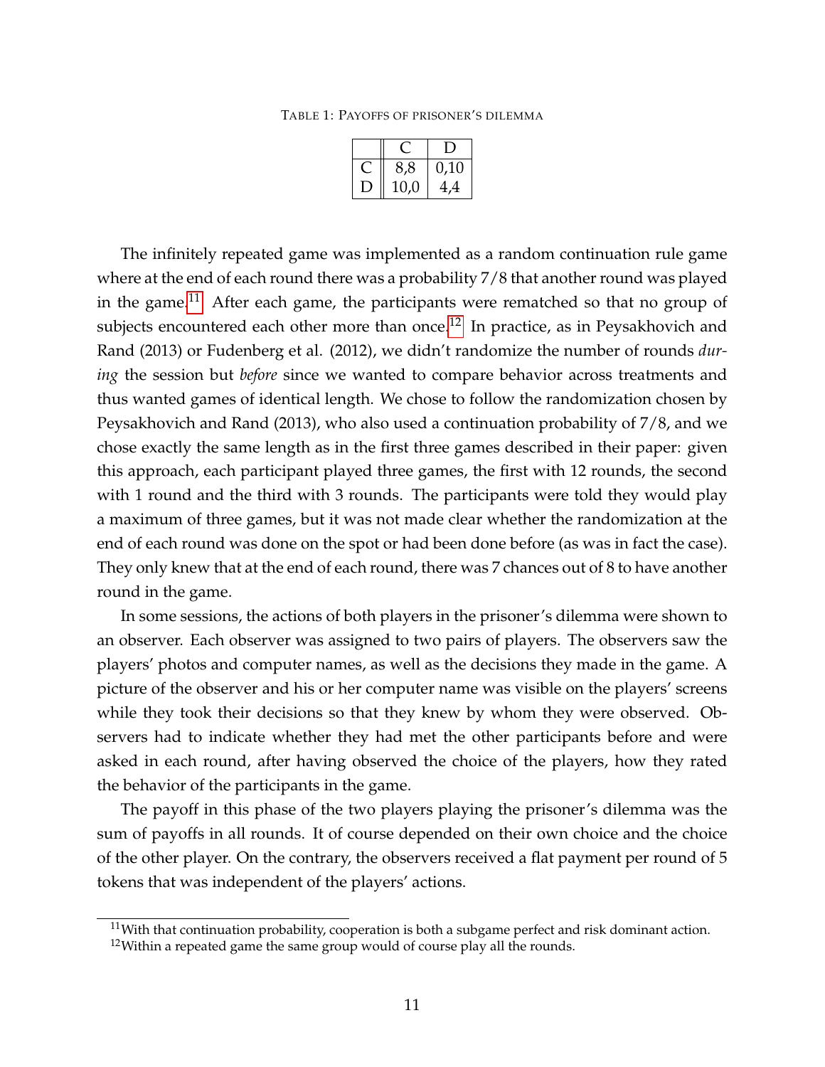TABLE 1: PAYOFFS OF PRISONER'S DILEMMA

| | C | D |
|---|---|---|
| C | 8,8 | 0,10 |
| D | 10,0 | 4,4 |

The infinitely repeated game was implemented as a random continuation rule game where at the end of each round there was a probability 7/8 that another round was played in the game.[11] After each game, the participants were rematched so that no group of subjects encountered each other more than once.[12] In practice, as in Peysakhovich and Rand (2013) or Fudenberg et al. (2012), we didn't randomize the number of rounds *during* the session but *before* since we wanted to compare behavior across treatments and thus wanted games of identical length. We chose to follow the randomization chosen by Peysakhovich and Rand (2013), who also used a continuation probability of 7/8, and we chose exactly the same length as in the first three games described in their paper: given this approach, each participant played three games, the first with 12 rounds, the second with 1 round and the third with 3 rounds. The participants were told they would play a maximum of three games, but it was not made clear whether the randomization at the end of each round was done on the spot or had been done before (as was in fact the case). They only knew that at the end of each round, there was 7 chances out of 8 to have another round in the game.

In some sessions, the actions of both players in the prisoner's dilemma were shown to an observer. Each observer was assigned to two pairs of players. The observers saw the players' photos and computer names, as well as the decisions they made in the game. A picture of the observer and his or her computer name was visible on the players' screens while they took their decisions so that they knew by whom they were observed. Observers had to indicate whether they had met the other participants before and were asked in each round, after having observed the choice of the players, how they rated the behavior of the participants in the game.

The payoff in this phase of the two players playing the prisoner's dilemma was the sum of payoffs in all rounds. It of course depended on their own choice and the choice of the other player. On the contrary, the observers received a flat payment per round of 5 tokens that was independent of the players' actions.

[11] With that continuation probability, cooperation is both a subgame perfect and risk dominant action.

[12] Within a repeated game the same group would of course play all the rounds.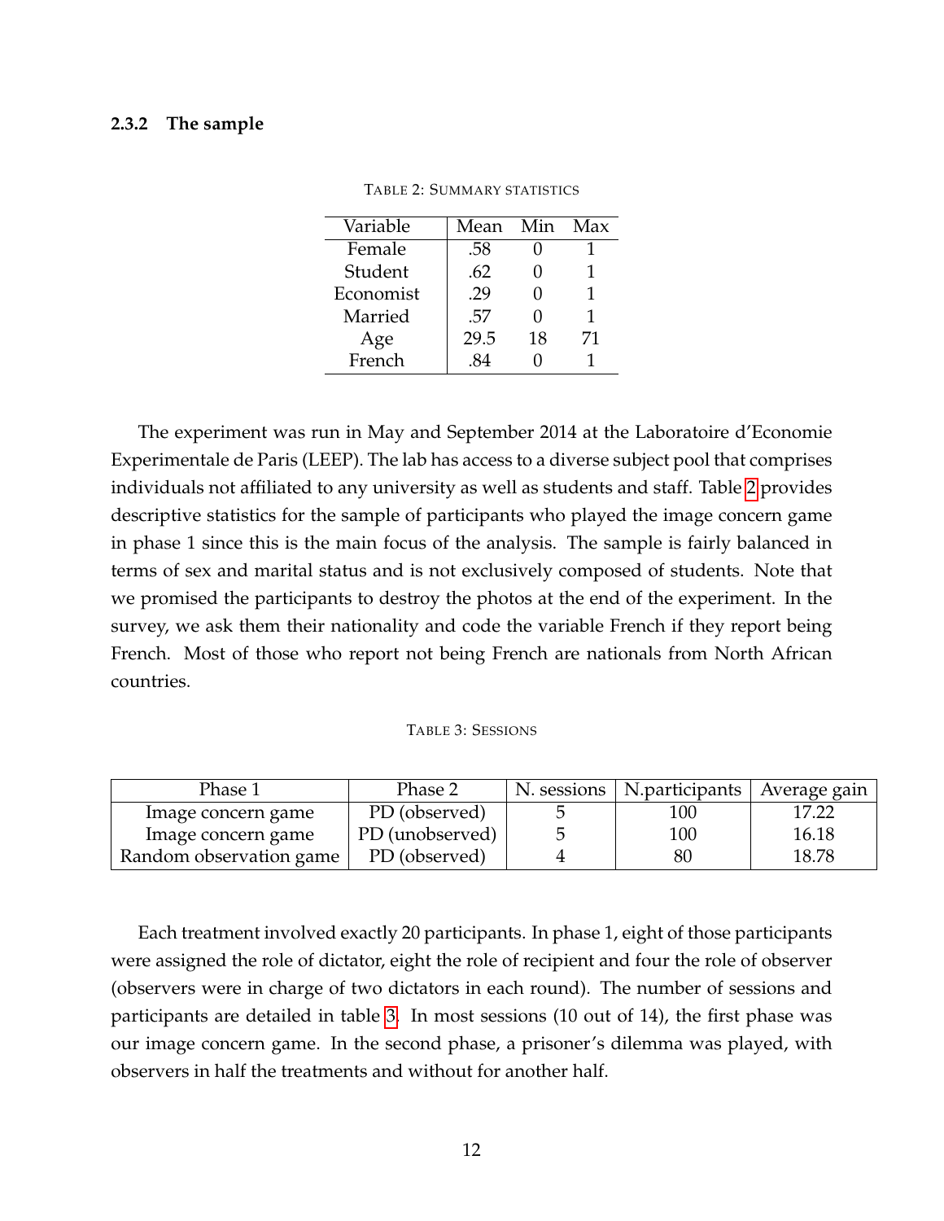### 2.3.2 The sample

TABLE 2: SUMMARY STATISTICS

| Variable | Mean | Min | Max |
|---|---|---|---|
| Female | .58 | 0 | 1 |
| Student | .62 | 0 | 1 |
| Economist | .29 | 0 | 1 |
| Married | .57 | 0 | 1 |
| Age | 29.5 | 18 | 71 |
| French | .84 | 0 | 1 |

The experiment was run in May and September 2014 at the Laboratoire d'Economie Experimentale de Paris (LEEP). The lab has access to a diverse subject pool that comprises individuals not affiliated to any university as well as students and staff. Table 2 provides descriptive statistics for the sample of participants who played the image concern game in phase 1 since this is the main focus of the analysis. The sample is fairly balanced in terms of sex and marital status and is not exclusively composed of students. Note that we promised the participants to destroy the photos at the end of the experiment. In the survey, we ask them their nationality and code the variable French if they report being French. Most of those who report not being French are nationals from North African countries.

TABLE 3: SESSIONS

| Phase 1 | Phase 2 | N. sessions | N.participants | Average gain |
|---|---|---|---|---|
| Image concern game | PD (observed) | 5 | 100 | 17.22 |
| Image concern game | PD (unobserved) | 5 | 100 | 16.18 |
| Random observation game | PD (observed) | 4 | 80 | 18.78 |

Each treatment involved exactly 20 participants. In phase 1, eight of those participants were assigned the role of dictator, eight the role of recipient and four the role of observer (observers were in charge of two dictators in each round). The number of sessions and participants are detailed in table 3. In most sessions (10 out of 14), the first phase was our image concern game. In the second phase, a prisoner's dilemma was played, with observers in half the treatments and without for another half.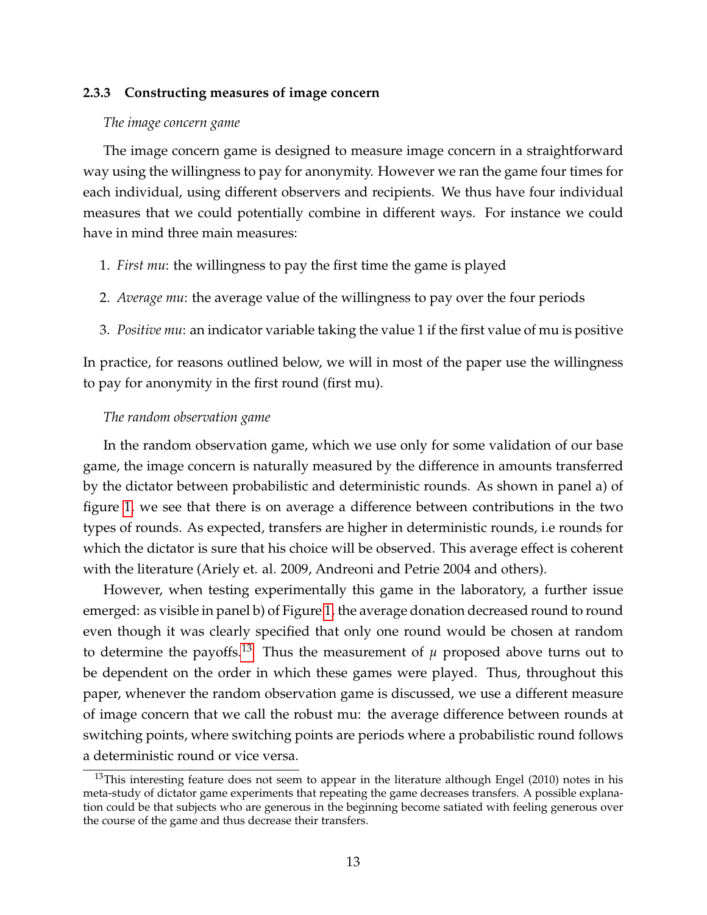#### 2.3.3 Constructing measures of image concern

*The image concern game*

The image concern game is designed to measure image concern in a straightforward way using the willingness to pay for anonymity. However we ran the game four times for each individual, using different observers and recipients. We thus have four individual measures that we could potentially combine in different ways. For instance we could have in mind three main measures:

1. *First mu*: the willingness to pay the first time the game is played
2. *Average mu*: the average value of the willingness to pay over the four periods
3. *Positive mu*: an indicator variable taking the value 1 if the first value of mu is positive

In practice, for reasons outlined below, we will in most of the paper use the willingness to pay for anonymity in the first round (first mu).

*The random observation game*

In the random observation game, which we use only for some validation of our base game, the image concern is naturally measured by the difference in amounts transferred by the dictator between probabilistic and deterministic rounds. As shown in panel a) of figure 1, we see that there is on average a difference between contributions in the two types of rounds. As expected, transfers are higher in deterministic rounds, i.e rounds for which the dictator is sure that his choice will be observed. This average effect is coherent with the literature (Ariely et. al. 2009, Andreoni and Petrie 2004 and others).

However, when testing experimentally this game in the laboratory, a further issue emerged: as visible in panel b) of Figure 1, the average donation decreased round to round even though it was clearly specified that only one round would be chosen at random to determine the payoffs.[13] Thus the measurement of $\mu$ proposed above turns out to be dependent on the order in which these games were played. Thus, throughout this paper, whenever the random observation game is discussed, we use a different measure of image concern that we call the robust mu: the average difference between rounds at switching points, where switching points are periods where a probabilistic round follows a deterministic round or vice versa.

[13] This interesting feature does not seem to appear in the literature although Engel (2010) notes in his meta-study of dictator game experiments that repeating the game decreases transfers. A possible explanation could be that subjects who are generous in the beginning become satiated with feeling generous over the course of the game and thus decrease their transfers.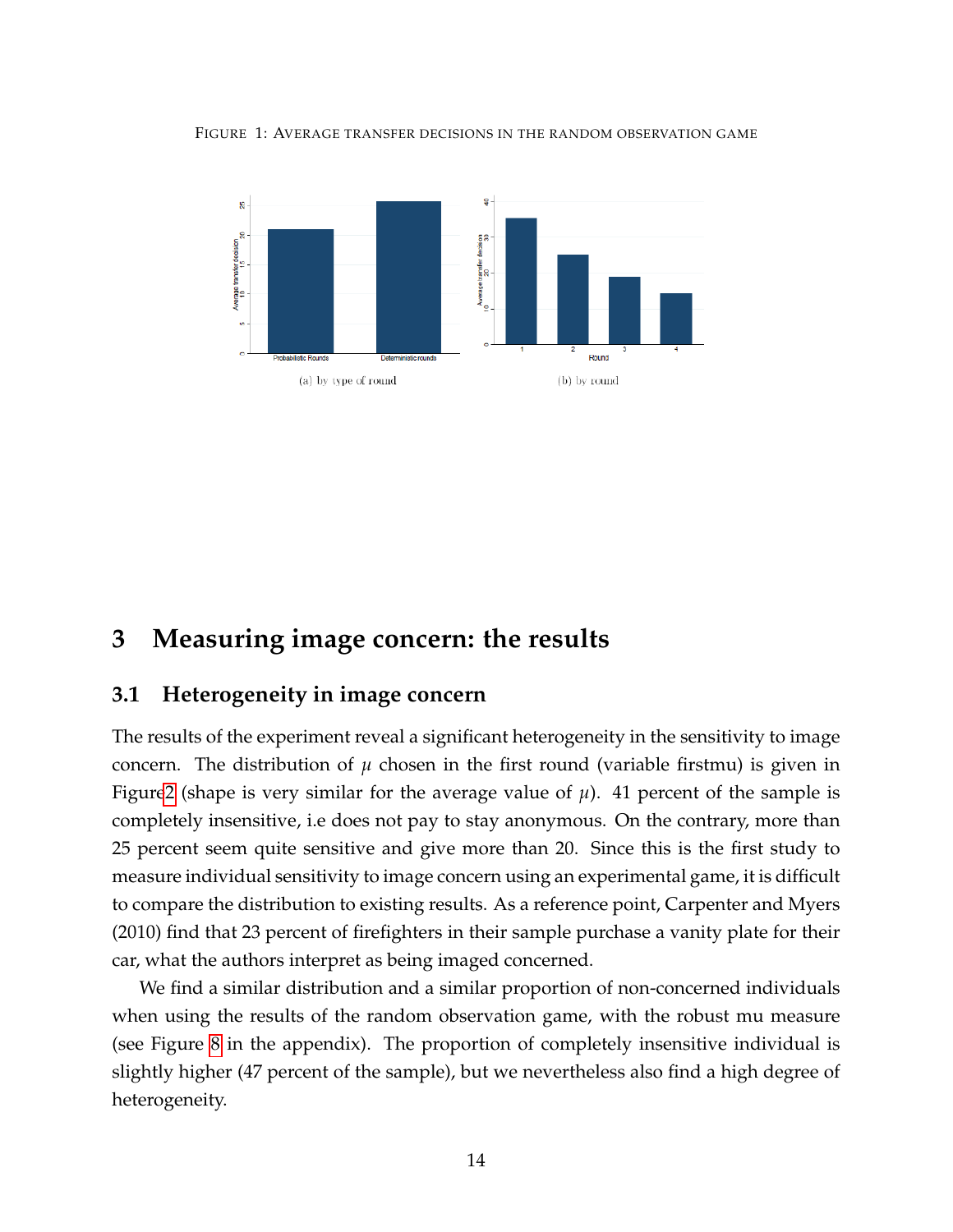FIGURE 1: AVERAGE TRANSFER DECISIONS IN THE RANDOM OBSERVATION GAME

(a) by type of round

(b) by round

## 3 Measuring image concern: the results

### 3.1 Heterogeneity in image concern

The results of the experiment reveal a significant heterogeneity in the sensitivity to image concern. The distribution of $\mu$ chosen in the first round (variable firstmu) is given in Figure 2 (shape is very similar for the average value of $\mu$). 41 percent of the sample is completely insensitive, i.e does not pay to stay anonymous. On the contrary, more than 25 percent seem quite sensitive and give more than 20. Since this is the first study to measure individual sensitivity to image concern using an experimental game, it is difficult to compare the distribution to existing results. As a reference point, Carpenter and Myers (2010) find that 23 percent of firefighters in their sample purchase a vanity plate for their car, what the authors interpret as being imaged concerned.

We find a similar distribution and a similar proportion of non-concerned individuals when using the results of the random observation game, with the robust mu measure (see Figure 8 in the appendix). The proportion of completely insensitive individual is slightly higher (47 percent of the sample), but we nevertheless also find a high degree of heterogeneity.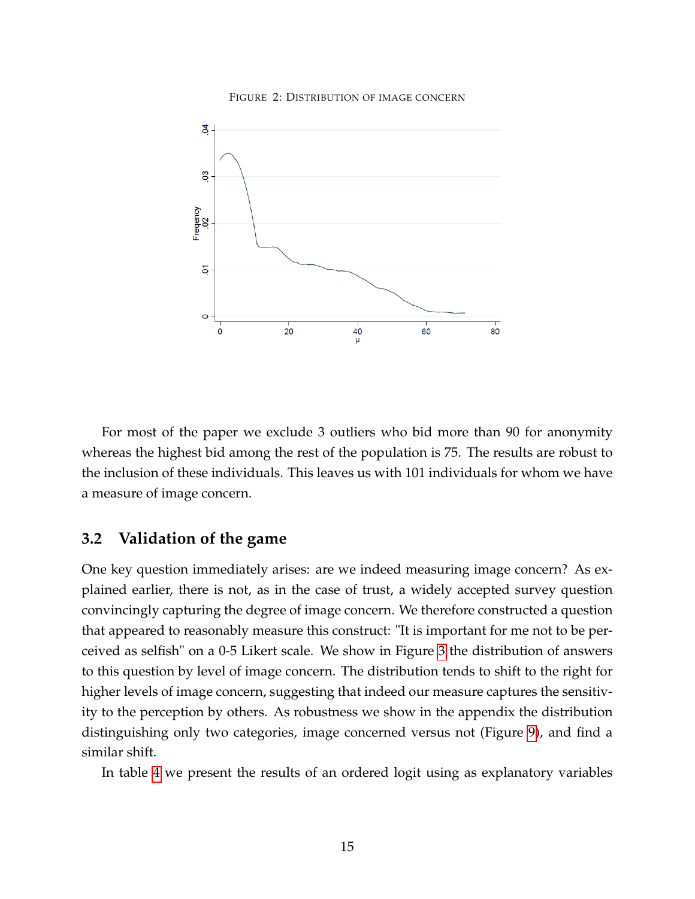FIGURE 2: DISTRIBUTION OF IMAGE CONCERN

For most of the paper we exclude 3 outliers who bid more than 90 for anonymity whereas the highest bid among the rest of the population is 75. The results are robust to the inclusion of these individuals. This leaves us with 101 individuals for whom we have a measure of image concern.

### 3.2 Validation of the game

One key question immediately arises: are we indeed measuring image concern? As explained earlier, there is not, as in the case of trust, a widely accepted survey question convincingly capturing the degree of image concern. We therefore constructed a question that appeared to reasonably measure this construct: "It is important for me not to be perceived as selfish" on a 0-5 Likert scale. We show in Figure 3 the distribution of answers to this question by level of image concern. The distribution tends to shift to the right for higher levels of image concern, suggesting that indeed our measure captures the sensitivity to the perception by others. As robustness we show in the appendix the distribution distinguishing only two categories, image concerned versus not (Figure 9), and find a similar shift.

In table 4 we present the results of an ordered logit using as explanatory variables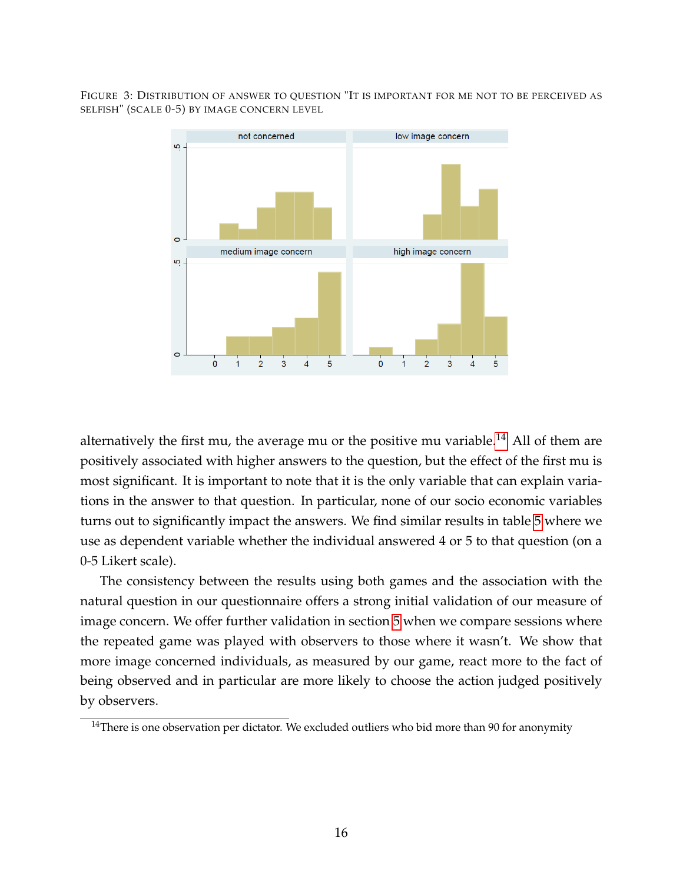FIGURE 3: DISTRIBUTION OF ANSWER TO QUESTION "IT IS IMPORTANT FOR ME NOT TO BE PERCEIVED AS SELFISH" (SCALE 0-5) BY IMAGE CONCERN LEVEL

alternatively the first mu, the average mu or the positive mu variable.[14] All of them are positively associated with higher answers to the question, but the effect of the first mu is most significant. It is important to note that it is the only variable that can explain variations in the answer to that question. In particular, none of our socio economic variables turns out to significantly impact the answers. We find similar results in table 5 where we use as dependent variable whether the individual answered 4 or 5 to that question (on a 0-5 Likert scale).

The consistency between the results using both games and the association with the natural question in our questionnaire offers a strong initial validation of our measure of image concern. We offer further validation in section 5 when we compare sessions where the repeated game was played with observers to those where it wasn't. We show that more image concerned individuals, as measured by our game, react more to the fact of being observed and in particular are more likely to choose the action judged positively by observers.

[14] There is one observation per dictator. We excluded outliers who bid more than 90 for anonymity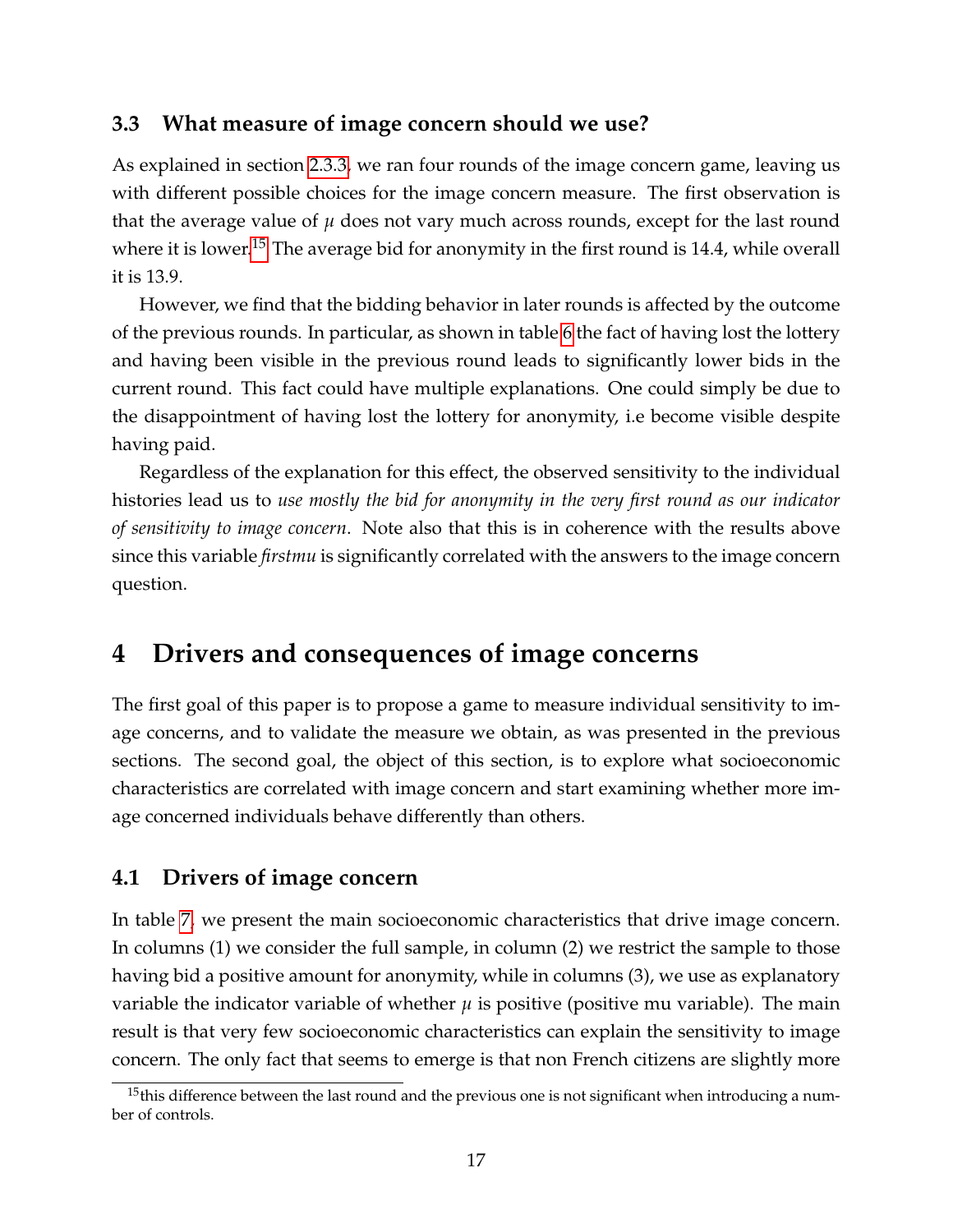### 3.3 What measure of image concern should we use?

As explained in section 2.3.3, we ran four rounds of the image concern game, leaving us with different possible choices for the image concern measure. The first observation is that the average value of $\mu$ does not vary much across rounds, except for the last round where it is lower.[15] The average bid for anonymity in the first round is 14.4, while overall it is 13.9.

However, we find that the bidding behavior in later rounds is affected by the outcome of the previous rounds. In particular, as shown in table 6 the fact of having lost the lottery and having been visible in the previous round leads to significantly lower bids in the current round. This fact could have multiple explanations. One could simply be due to the disappointment of having lost the lottery for anonymity, i.e become visible despite having paid.

Regardless of the explanation for this effect, the observed sensitivity to the individual histories lead us to *use mostly the bid for anonymity in the very first round as our indicator of sensitivity to image concern*. Note also that this is in coherence with the results above since this variable *firstmu* is significantly correlated with the answers to the image concern question.

# 4 Drivers and consequences of image concerns

The first goal of this paper is to propose a game to measure individual sensitivity to image concerns, and to validate the measure we obtain, as was presented in the previous sections. The second goal, the object of this section, is to explore what socioeconomic characteristics are correlated with image concern and start examining whether more image concerned individuals behave differently than others.

### 4.1 Drivers of image concern

In table 7, we present the main socioeconomic characteristics that drive image concern. In columns (1) we consider the full sample, in column (2) we restrict the sample to those having bid a positive amount for anonymity, while in columns (3), we use as explanatory variable the indicator variable of whether $\mu$ is positive (positive mu variable). The main result is that very few socioeconomic characteristics can explain the sensitivity to image concern. The only fact that seems to emerge is that non French citizens are slightly more

[15] this difference between the last round and the previous one is not significant when introducing a number of controls.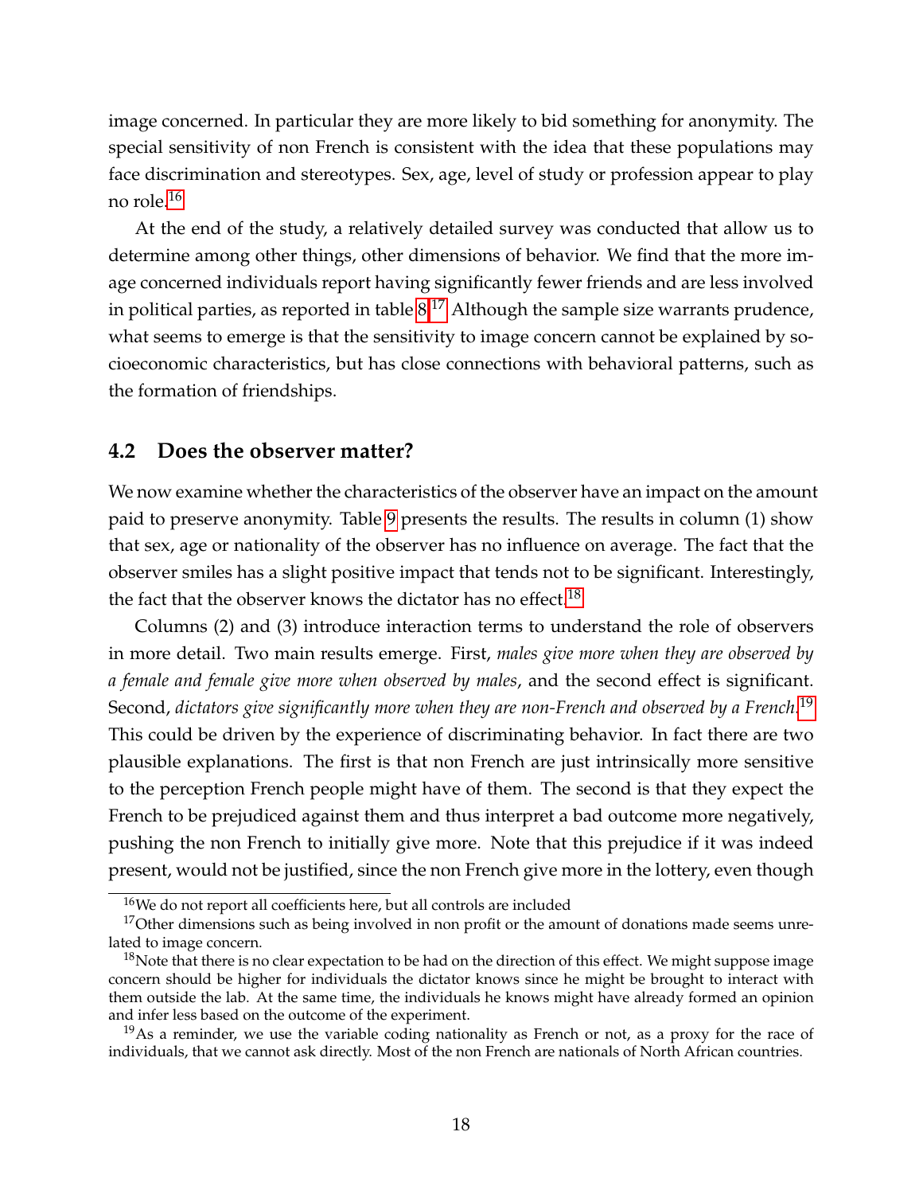image concerned. In particular they are more likely to bid something for anonymity. The special sensitivity of non French is consistent with the idea that these populations may face discrimination and stereotypes. Sex, age, level of study or profession appear to play no role.[16]

At the end of the study, a relatively detailed survey was conducted that allow us to determine among other things, other dimensions of behavior. We find that the more image concerned individuals report having significantly fewer friends and are less involved in political parties, as reported in table 8.[17] Although the sample size warrants prudence, what seems to emerge is that the sensitivity to image concern cannot be explained by socioeconomic characteristics, but has close connections with behavioral patterns, such as the formation of friendships.

## 4.2 Does the observer matter?

We now examine whether the characteristics of the observer have an impact on the amount paid to preserve anonymity. Table 9 presents the results. The results in column (1) show that sex, age or nationality of the observer has no influence on average. The fact that the observer smiles has a slight positive impact that tends not to be significant. Interestingly, the fact that the observer knows the dictator has no effect.[18]

Columns (2) and (3) introduce interaction terms to understand the role of observers in more detail. Two main results emerge. First, *males give more when they are observed by a female and female give more when observed by males*, and the second effect is significant. Second, *dictators give significantly more when they are non-French and observed by a French.*[19] This could be driven by the experience of discriminating behavior. In fact there are two plausible explanations. The first is that non French are just intrinsically more sensitive to the perception French people might have of them. The second is that they expect the French to be prejudiced against them and thus interpret a bad outcome more negatively, pushing the non French to initially give more. Note that this prejudice if it was indeed present, would not be justified, since the non French give more in the lottery, even though

[16] We do not report all coefficients here, but all controls are included

[17] Other dimensions such as being involved in non profit or the amount of donations made seems unrelated to image concern.

[18] Note that there is no clear expectation to be had on the direction of this effect. We might suppose image concern should be higher for individuals the dictator knows since he might be brought to interact with them outside the lab. At the same time, the individuals he knows might have already formed an opinion and infer less based on the outcome of the experiment.

[19] As a reminder, we use the variable coding nationality as French or not, as a proxy for the race of individuals, that we cannot ask directly. Most of the non French are nationals of North African countries.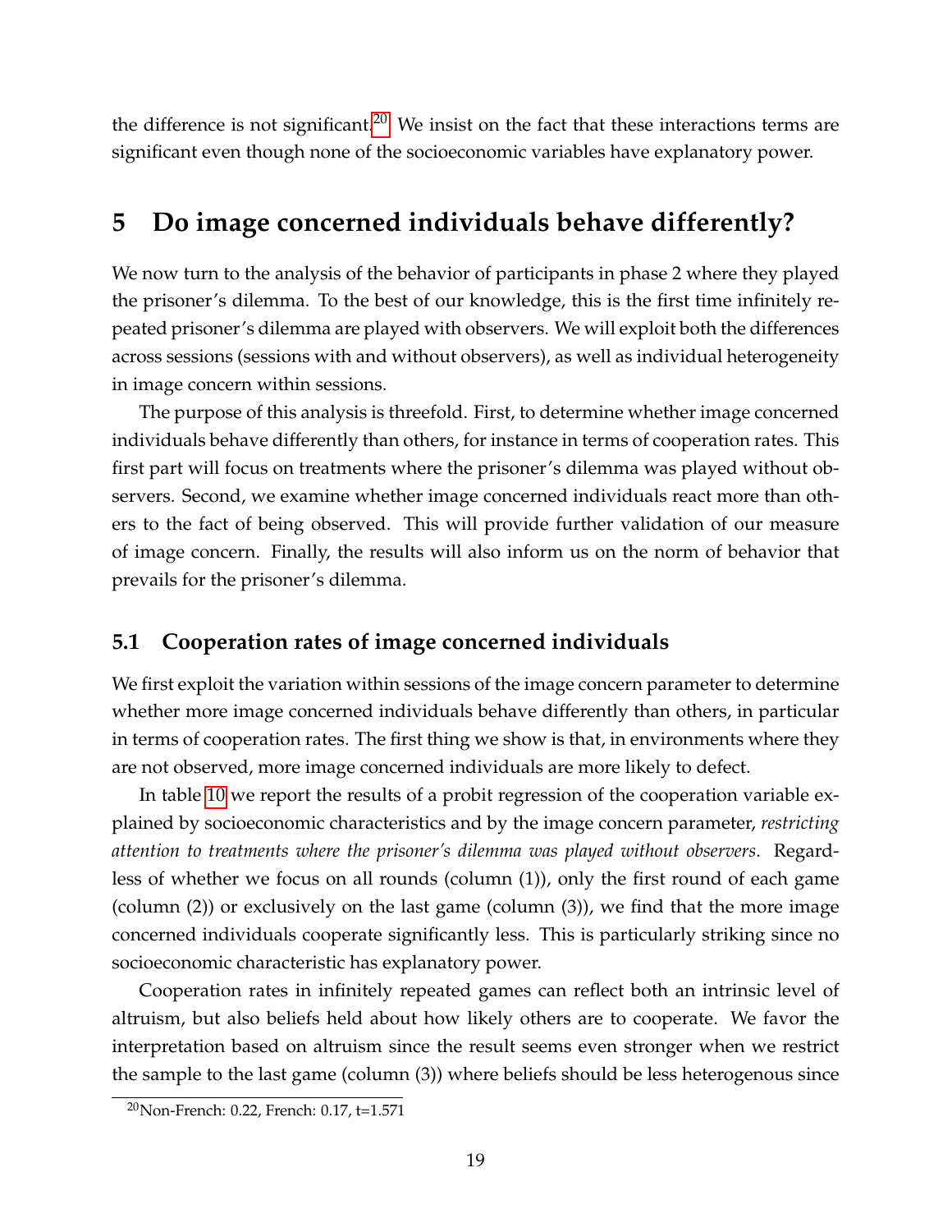the difference is not significant.[20] We insist on the fact that these interactions terms are significant even though none of the socioeconomic variables have explanatory power.

# 5 Do image concerned individuals behave differently?

We now turn to the analysis of the behavior of participants in phase 2 where they played the prisoner's dilemma. To the best of our knowledge, this is the first time infinitely repeated prisoner's dilemma are played with observers. We will exploit both the differences across sessions (sessions with and without observers), as well as individual heterogeneity in image concern within sessions.

The purpose of this analysis is threefold. First, to determine whether image concerned individuals behave differently than others, for instance in terms of cooperation rates. This first part will focus on treatments where the prisoner's dilemma was played without observers. Second, we examine whether image concerned individuals react more than others to the fact of being observed. This will provide further validation of our measure of image concern. Finally, the results will also inform us on the norm of behavior that prevails for the prisoner's dilemma.

## 5.1 Cooperation rates of image concerned individuals

We first exploit the variation within sessions of the image concern parameter to determine whether more image concerned individuals behave differently than others, in particular in terms of cooperation rates. The first thing we show is that, in environments where they are not observed, more image concerned individuals are more likely to defect.

In table 10 we report the results of a probit regression of the cooperation variable explained by socioeconomic characteristics and by the image concern parameter, *restricting attention to treatments where the prisoner's dilemma was played without observers*. Regardless of whether we focus on all rounds (column (1)), only the first round of each game (column (2)) or exclusively on the last game (column (3)), we find that the more image concerned individuals cooperate significantly less. This is particularly striking since no socioeconomic characteristic has explanatory power.

Cooperation rates in infinitely repeated games can reflect both an intrinsic level of altruism, but also beliefs held about how likely others are to cooperate. We favor the interpretation based on altruism since the result seems even stronger when we restrict the sample to the last game (column (3)) where beliefs should be less heterogenous since

[20] Non-French: 0.22, French: 0.17, t=1.571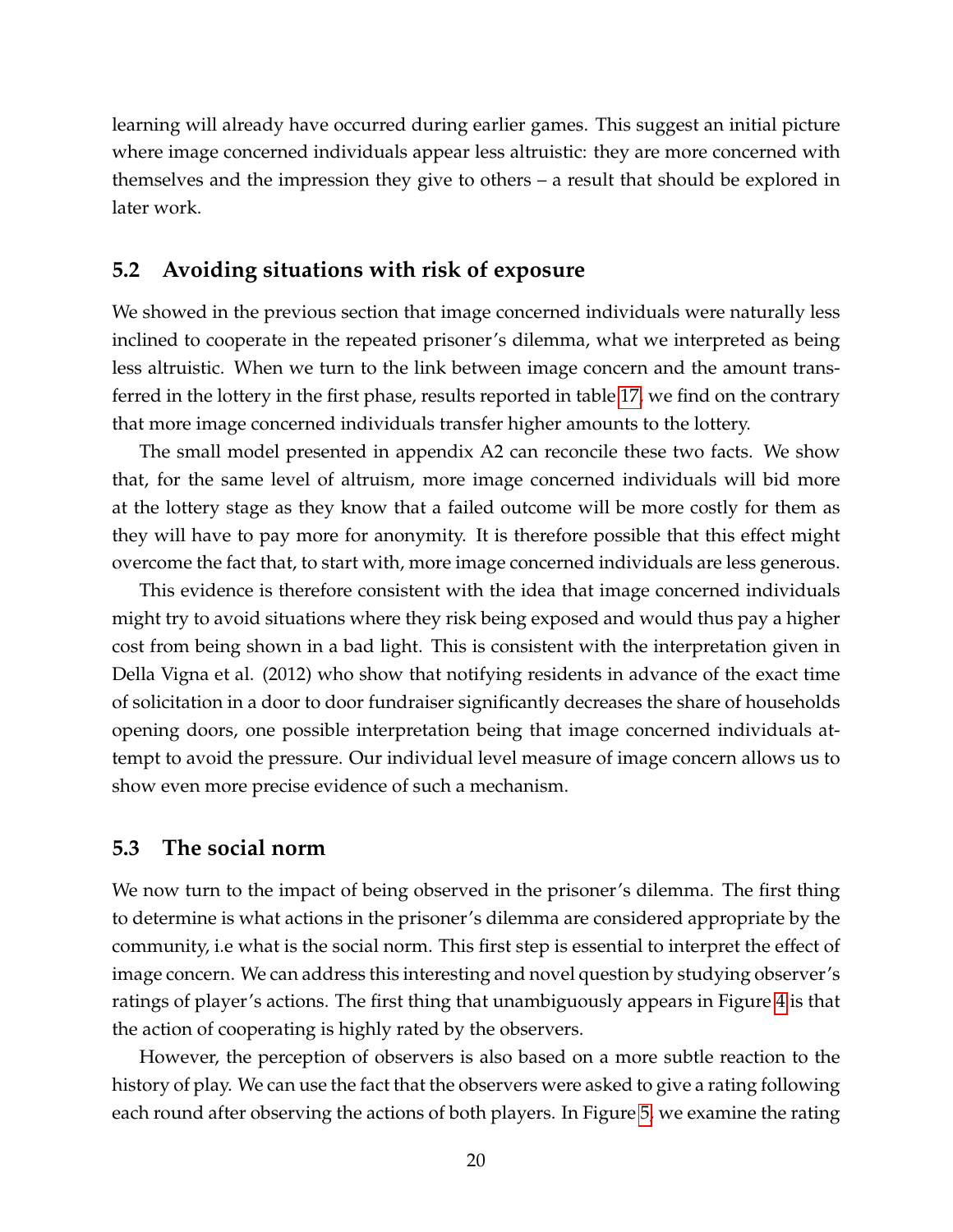learning will already have occurred during earlier games. This suggest an initial picture where image concerned individuals appear less altruistic: they are more concerned with themselves and the impression they give to others – a result that should be explored in later work.

## 5.2 Avoiding situations with risk of exposure

We showed in the previous section that image concerned individuals were naturally less inclined to cooperate in the repeated prisoner's dilemma, what we interpreted as being less altruistic. When we turn to the link between image concern and the amount transferred in the lottery in the first phase, results reported in table 17, we find on the contrary that more image concerned individuals transfer higher amounts to the lottery.

The small model presented in appendix A2 can reconcile these two facts. We show that, for the same level of altruism, more image concerned individuals will bid more at the lottery stage as they know that a failed outcome will be more costly for them as they will have to pay more for anonymity. It is therefore possible that this effect might overcome the fact that, to start with, more image concerned individuals are less generous.

This evidence is therefore consistent with the idea that image concerned individuals might try to avoid situations where they risk being exposed and would thus pay a higher cost from being shown in a bad light. This is consistent with the interpretation given in Della Vigna et al. (2012) who show that notifying residents in advance of the exact time of solicitation in a door to door fundraiser significantly decreases the share of households opening doors, one possible interpretation being that image concerned individuals attempt to avoid the pressure. Our individual level measure of image concern allows us to show even more precise evidence of such a mechanism.

## 5.3 The social norm

We now turn to the impact of being observed in the prisoner's dilemma. The first thing to determine is what actions in the prisoner's dilemma are considered appropriate by the community, i.e what is the social norm. This first step is essential to interpret the effect of image concern. We can address this interesting and novel question by studying observer's ratings of player's actions. The first thing that unambiguously appears in Figure 4 is that the action of cooperating is highly rated by the observers.

However, the perception of observers is also based on a more subtle reaction to the history of play. We can use the fact that the observers were asked to give a rating following each round after observing the actions of both players. In Figure 5, we examine the rating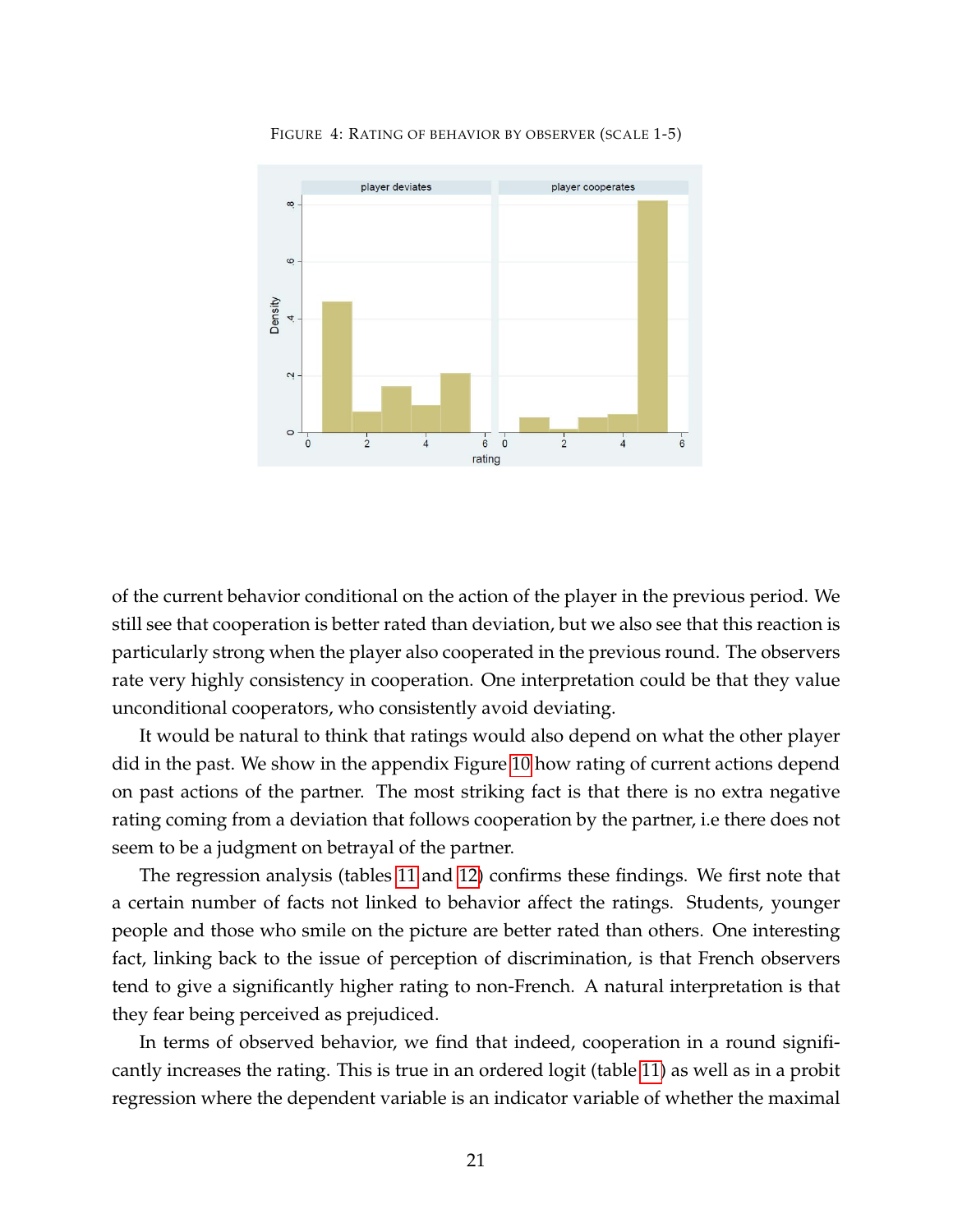FIGURE 4: RATING OF BEHAVIOR BY OBSERVER (SCALE 1-5)

of the current behavior conditional on the action of the player in the previous period. We still see that cooperation is better rated than deviation, but we also see that this reaction is particularly strong when the player also cooperated in the previous round. The observers rate very highly consistency in cooperation. One interpretation could be that they value unconditional cooperators, who consistently avoid deviating.

It would be natural to think that ratings would also depend on what the other player did in the past. We show in the appendix Figure 10 how rating of current actions depend on past actions of the partner. The most striking fact is that there is no extra negative rating coming from a deviation that follows cooperation by the partner, i.e there does not seem to be a judgment on betrayal of the partner.

The regression analysis (tables 11 and 12) confirms these findings. We first note that a certain number of facts not linked to behavior affect the ratings. Students, younger people and those who smile on the picture are better rated than others. One interesting fact, linking back to the issue of perception of discrimination, is that French observers tend to give a significantly higher rating to non-French. A natural interpretation is that they fear being perceived as prejudiced.

In terms of observed behavior, we find that indeed, cooperation in a round significantly increases the rating. This is true in an ordered logit (table 11) as well as in a probit regression where the dependent variable is an indicator variable of whether the maximal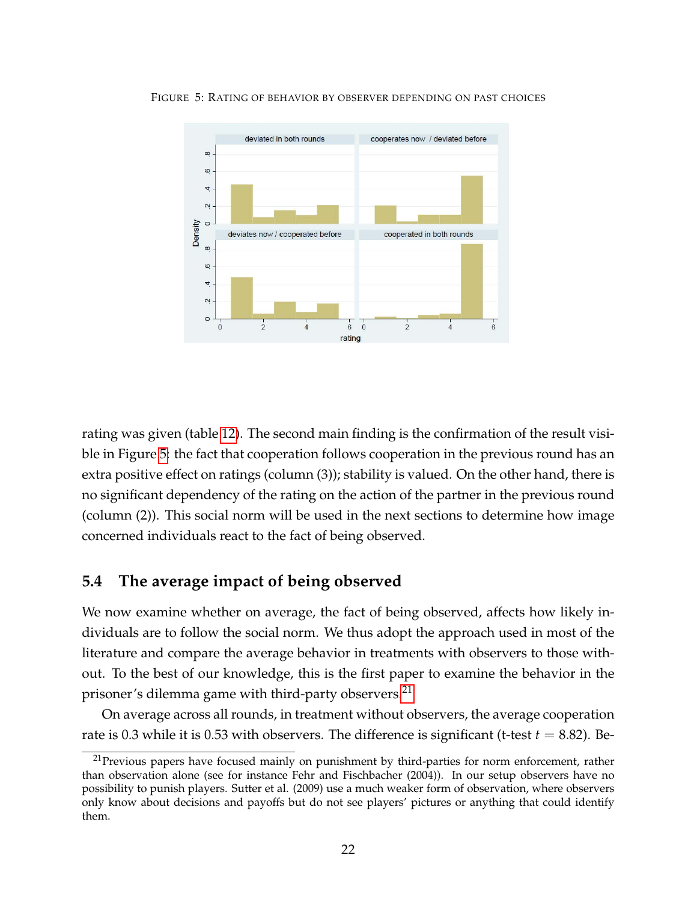FIGURE 5: RATING OF BEHAVIOR BY OBSERVER DEPENDING ON PAST CHOICES

rating was given (table 12). The second main finding is the confirmation of the result visible in Figure 5: the fact that cooperation follows cooperation in the previous round has an extra positive effect on ratings (column (3)); stability is valued. On the other hand, there is no significant dependency of the rating on the action of the partner in the previous round (column (2)). This social norm will be used in the next sections to determine how image concerned individuals react to the fact of being observed.

### 5.4 The average impact of being observed

We now examine whether on average, the fact of being observed, affects how likely individuals are to follow the social norm. We thus adopt the approach used in most of the literature and compare the average behavior in treatments with observers to those without. To the best of our knowledge, this is the first paper to examine the behavior in the prisoner's dilemma game with third-party observers.[21]

On average across all rounds, in treatment without observers, the average cooperation rate is 0.3 while it is 0.53 with observers. The difference is significant (t-test $t = 8.82$). Be-

[21]Previous papers have focused mainly on punishment by third-parties for norm enforcement, rather than observation alone (see for instance Fehr and Fischbacher (2004)). In our setup observers have no possibility to punish players. Sutter et al. (2009) use a much weaker form of observation, where observers only know about decisions and payoffs but do not see players' pictures or anything that could identify them.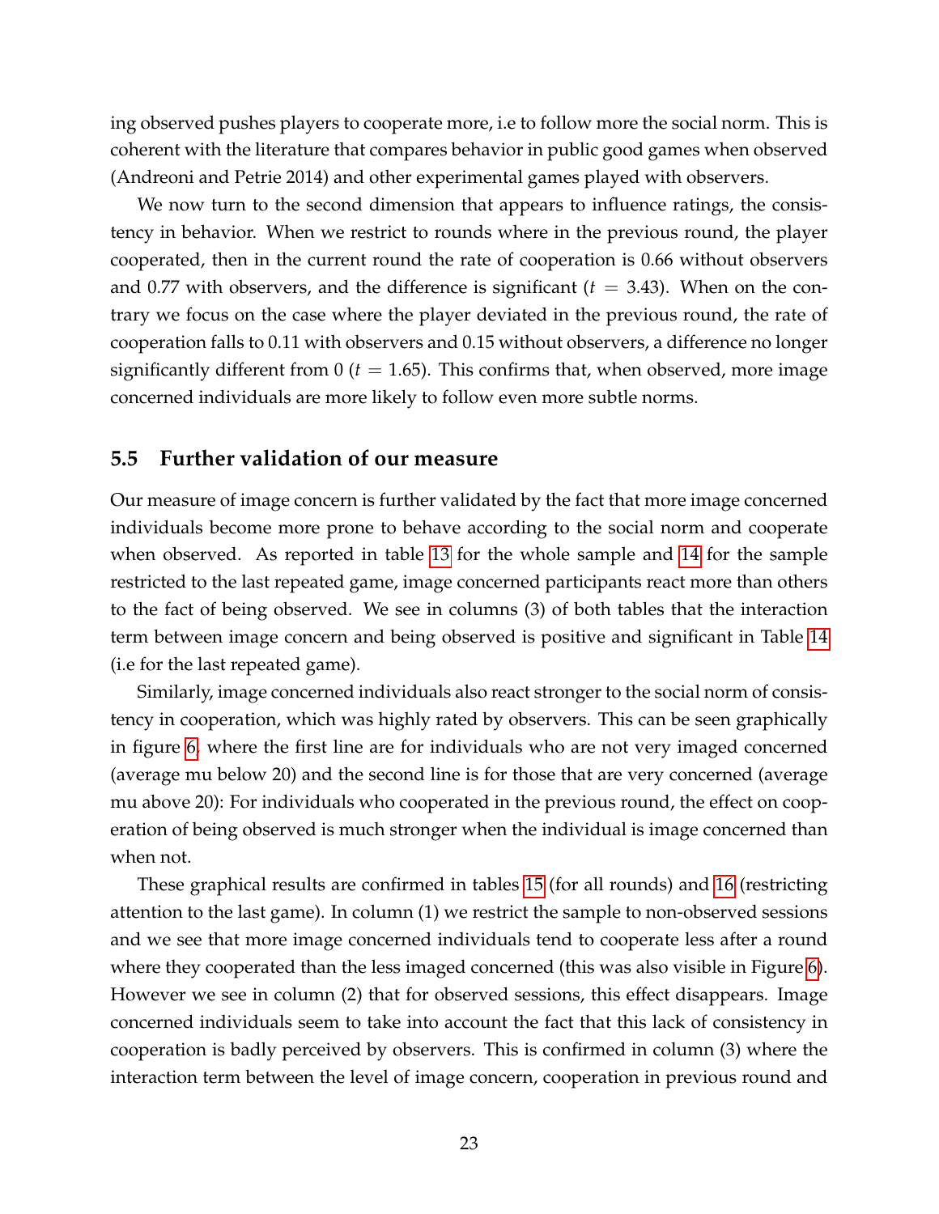ing observed pushes players to cooperate more, i.e to follow more the social norm. This is coherent with the literature that compares behavior in public good games when observed (Andreoni and Petrie 2014) and other experimental games played with observers.

We now turn to the second dimension that appears to influence ratings, the consistency in behavior. When we restrict to rounds where in the previous round, the player cooperated, then in the current round the rate of cooperation is 0.66 without observers and 0.77 with observers, and the difference is significant ($t = 3.43$). When on the contrary we focus on the case where the player deviated in the previous round, the rate of cooperation falls to 0.11 with observers and 0.15 without observers, a difference no longer significantly different from 0 ($t = 1.65$). This confirms that, when observed, more image concerned individuals are more likely to follow even more subtle norms.

### 5.5 Further validation of our measure

Our measure of image concern is further validated by the fact that more image concerned individuals become more prone to behave according to the social norm and cooperate when observed. As reported in table 13 for the whole sample and 14 for the sample restricted to the last repeated game, image concerned participants react more than others to the fact of being observed. We see in columns (3) of both tables that the interaction term between image concern and being observed is positive and significant in Table 14 (i.e for the last repeated game).

Similarly, image concerned individuals also react stronger to the social norm of consistency in cooperation, which was highly rated by observers. This can be seen graphically in figure 6, where the first line are for individuals who are not very imaged concerned (average mu below 20) and the second line is for those that are very concerned (average mu above 20): For individuals who cooperated in the previous round, the effect on cooperation of being observed is much stronger when the individual is image concerned than when not.

These graphical results are confirmed in tables 15 (for all rounds) and 16 (restricting attention to the last game). In column (1) we restrict the sample to non-observed sessions and we see that more image concerned individuals tend to cooperate less after a round where they cooperated than the less imaged concerned (this was also visible in Figure 6). However we see in column (2) that for observed sessions, this effect disappears. Image concerned individuals seem to take into account the fact that this lack of consistency in cooperation is badly perceived by observers. This is confirmed in column (3) where the interaction term between the level of image concern, cooperation in previous round and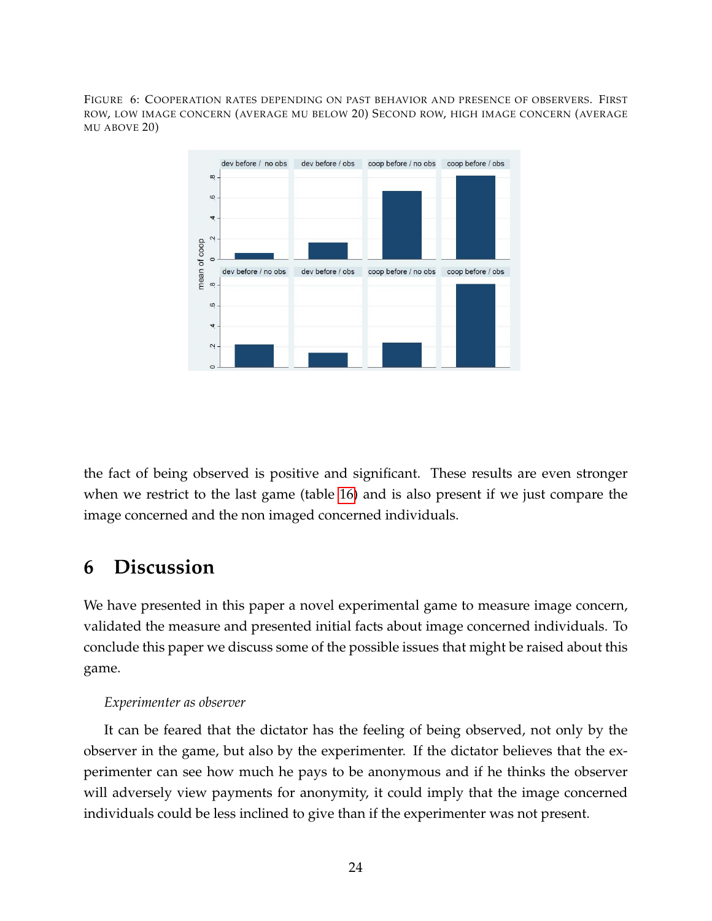FIGURE 6: COOPERATION RATES DEPENDING ON PAST BEHAVIOR AND PRESENCE OF OBSERVERS. FIRST ROW, LOW IMAGE CONCERN (AVERAGE MU BELOW 20) SECOND ROW, HIGH IMAGE CONCERN (AVERAGE MU ABOVE 20)

the fact of being observed is positive and significant. These results are even stronger when we restrict to the last game (table 16) and is also present if we just compare the image concerned and the non imaged concerned individuals.

# 6 Discussion

We have presented in this paper a novel experimental game to measure image concern, validated the measure and presented initial facts about image concerned individuals. To conclude this paper we discuss some of the possible issues that might be raised about this game.

*Experimenter as observer*

It can be feared that the dictator has the feeling of being observed, not only by the observer in the game, but also by the experimenter. If the dictator believes that the experimenter can see how much he pays to be anonymous and if he thinks the observer will adversely view payments for anonymity, it could imply that the image concerned individuals could be less inclined to give than if the experimenter was not present.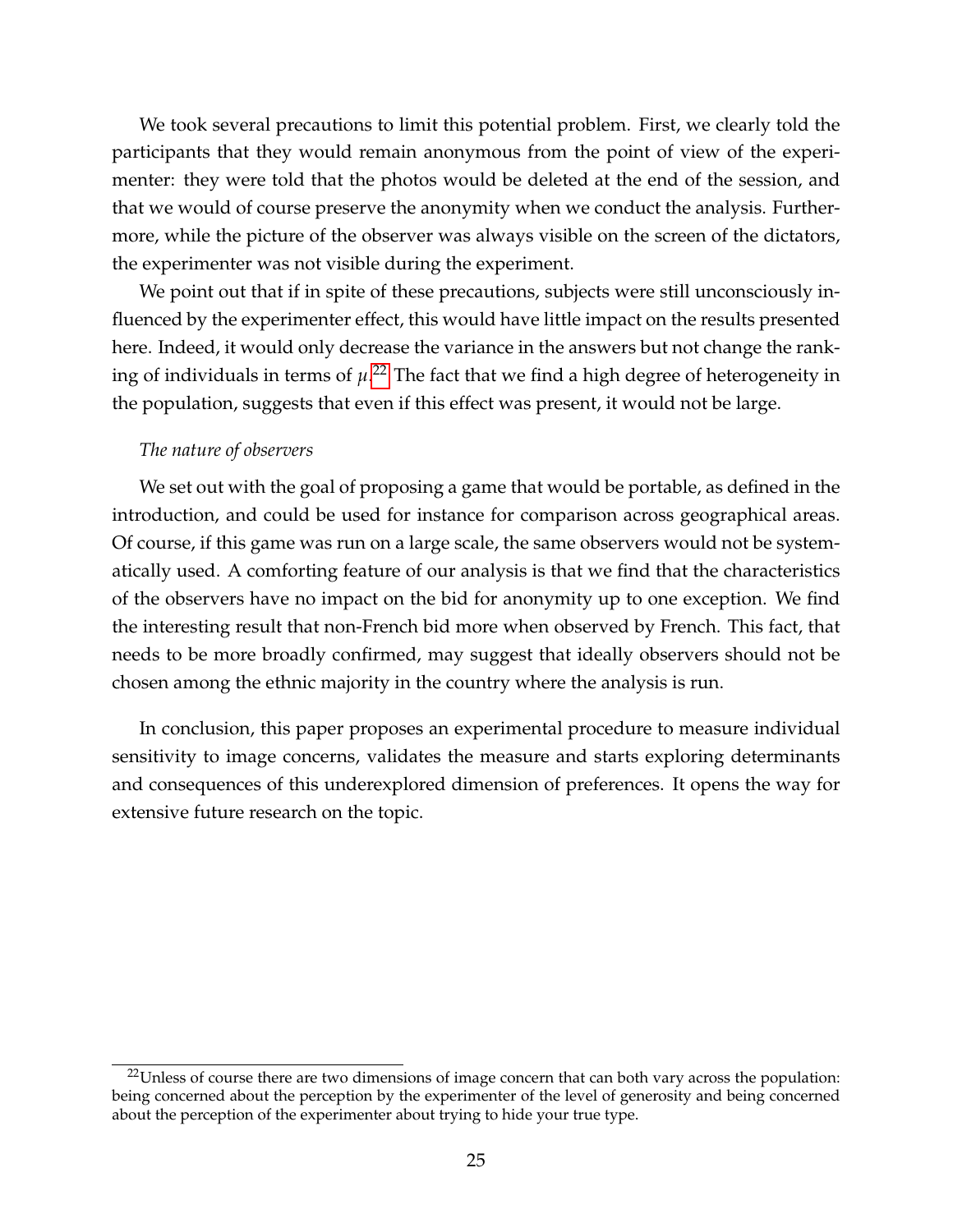We took several precautions to limit this potential problem. First, we clearly told the participants that they would remain anonymous from the point of view of the experimenter: they were told that the photos would be deleted at the end of the session, and that we would of course preserve the anonymity when we conduct the analysis. Furthermore, while the picture of the observer was always visible on the screen of the dictators, the experimenter was not visible during the experiment.

We point out that if in spite of these precautions, subjects were still unconsciously influenced by the experimenter effect, this would have little impact on the results presented here. Indeed, it would only decrease the variance in the answers but not change the ranking of individuals in terms of $\mu$.[22] The fact that we find a high degree of heterogeneity in the population, suggests that even if this effect was present, it would not be large.

*The nature of observers*

We set out with the goal of proposing a game that would be portable, as defined in the introduction, and could be used for instance for comparison across geographical areas. Of course, if this game was run on a large scale, the same observers would not be systematically used. A comforting feature of our analysis is that we find that the characteristics of the observers have no impact on the bid for anonymity up to one exception. We find the interesting result that non-French bid more when observed by French. This fact, that needs to be more broadly confirmed, may suggest that ideally observers should not be chosen among the ethnic majority in the country where the analysis is run.

In conclusion, this paper proposes an experimental procedure to measure individual sensitivity to image concerns, validates the measure and starts exploring determinants and consequences of this underexplored dimension of preferences. It opens the way for extensive future research on the topic.

[22] Unless of course there are two dimensions of image concern that can both vary across the population: being concerned about the perception by the experimenter of the level of generosity and being concerned about the perception of the experimenter about trying to hide your true type.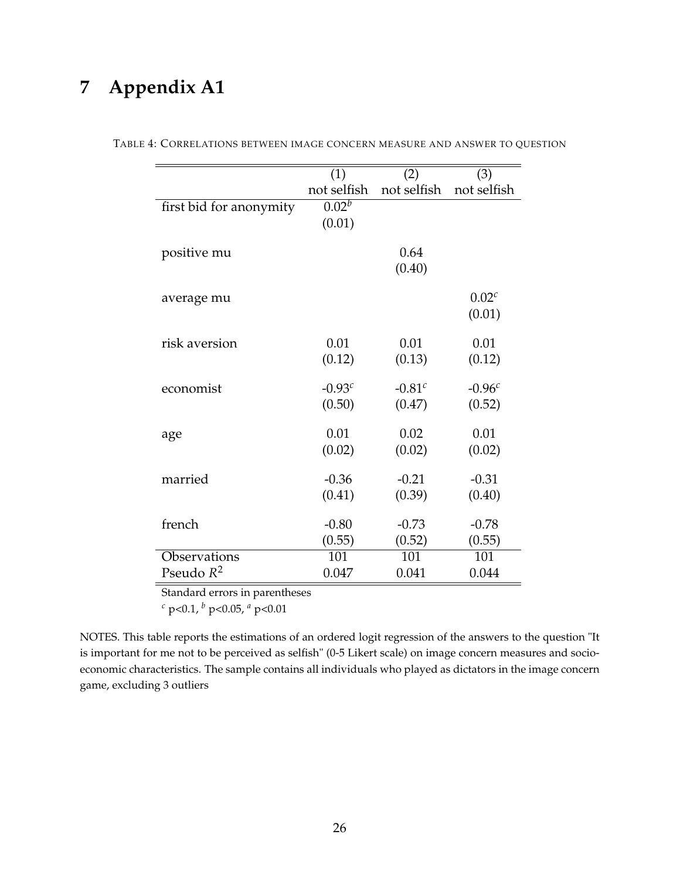# 7 Appendix A1

TABLE 4: CORRELATIONS BETWEEN IMAGE CONCERN MEASURE AND ANSWER TO QUESTION

| | (1) not selfish | (2) not selfish | (3) not selfish |
|---|---|---|---|
| first bid for anonymity | $0.02^{b}$ | | |
| | (0.01) | | |
| positive mu | | 0.64 | |
| | | (0.40) | |
| average mu | | | $0.02^{c}$ |
| | | | (0.01) |
| risk aversion | 0.01 | 0.01 | 0.01 |
| | (0.12) | (0.13) | (0.12) |
| economist | $-0.93^{c}$ | $-0.81^{c}$ | $-0.96^{c}$ |
| | (0.50) | (0.47) | (0.52) |
| age | 0.01 | 0.02 | 0.01 |
| | (0.02) | (0.02) | (0.02) |
| married | -0.36 | -0.21 | -0.31 |
| | (0.41) | (0.39) | (0.40) |
| french | -0.80 | -0.73 | -0.78 |
| | (0.55) | (0.52) | (0.55) |
| Observations | 101 | 101 | 101 |
| Pseudo $R^2$ | 0.047 | 0.041 | 0.044 |

Standard errors in parentheses

$^{c}$ p<0.1, $^{b}$ p<0.05, $^{a}$ p<0.01

NOTES. This table reports the estimations of an ordered logit regression of the answers to the question "It is important for me not to be perceived as selfish" (0-5 Likert scale) on image concern measures and socio-economic characteristics. The sample contains all individuals who played as dictators in the image concern game, excluding 3 outliers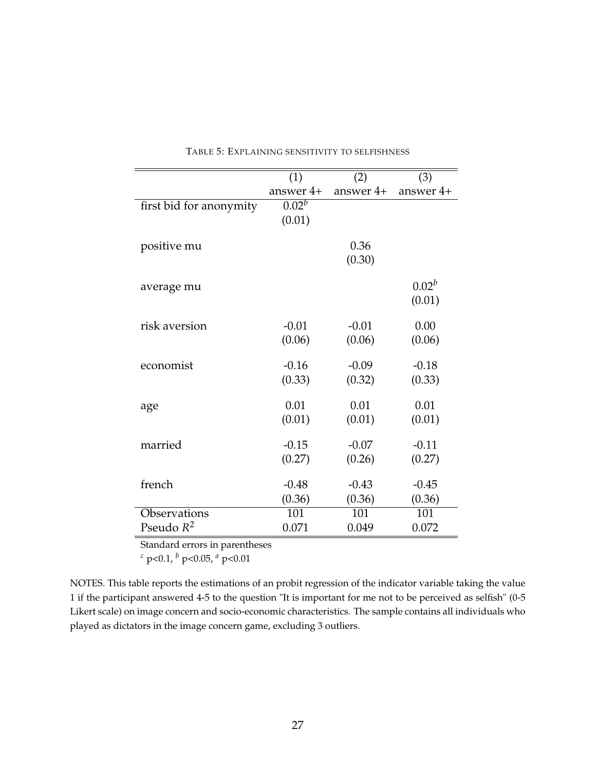TABLE 5: EXPLAINING SENSITIVITY TO SELFISHNESS

| | (1) | (2) | (3) |
|---|---|---|---|
| | answer 4+ | answer 4+ | answer 4+ |
| first bid for anonymity | $0.02^b$ | | |
| | (0.01) | | |
| positive mu | | 0.36 | |
| | | (0.30) | |
| average mu | | | $0.02^b$ |
| | | | (0.01) |
| risk aversion | -0.01 | -0.01 | 0.00 |
| | (0.06) | (0.06) | (0.06) |
| economist | -0.16 | -0.09 | -0.18 |
| | (0.33) | (0.32) | (0.33) |
| age | 0.01 | 0.01 | 0.01 |
| | (0.01) | (0.01) | (0.01) |
| married | -0.15 | -0.07 | -0.11 |
| | (0.27) | (0.26) | (0.27) |
| french | -0.48 | -0.43 | -0.45 |
| | (0.36) | (0.36) | (0.36) |
| Observations | 101 | 101 | 101 |
| Pseudo $R^2$ | 0.071 | 0.049 | 0.072 |

Standard errors in parentheses

$^c$ p<0.1, $^b$ p<0.05, $^a$ p<0.01

NOTES. This table reports the estimations of an probit regression of the indicator variable taking the value 1 if the participant answered 4-5 to the question "It is important for me not to be perceived as selfish" (0-5 Likert scale) on image concern and socio-economic characteristics. The sample contains all individuals who played as dictators in the image concern game, excluding 3 outliers.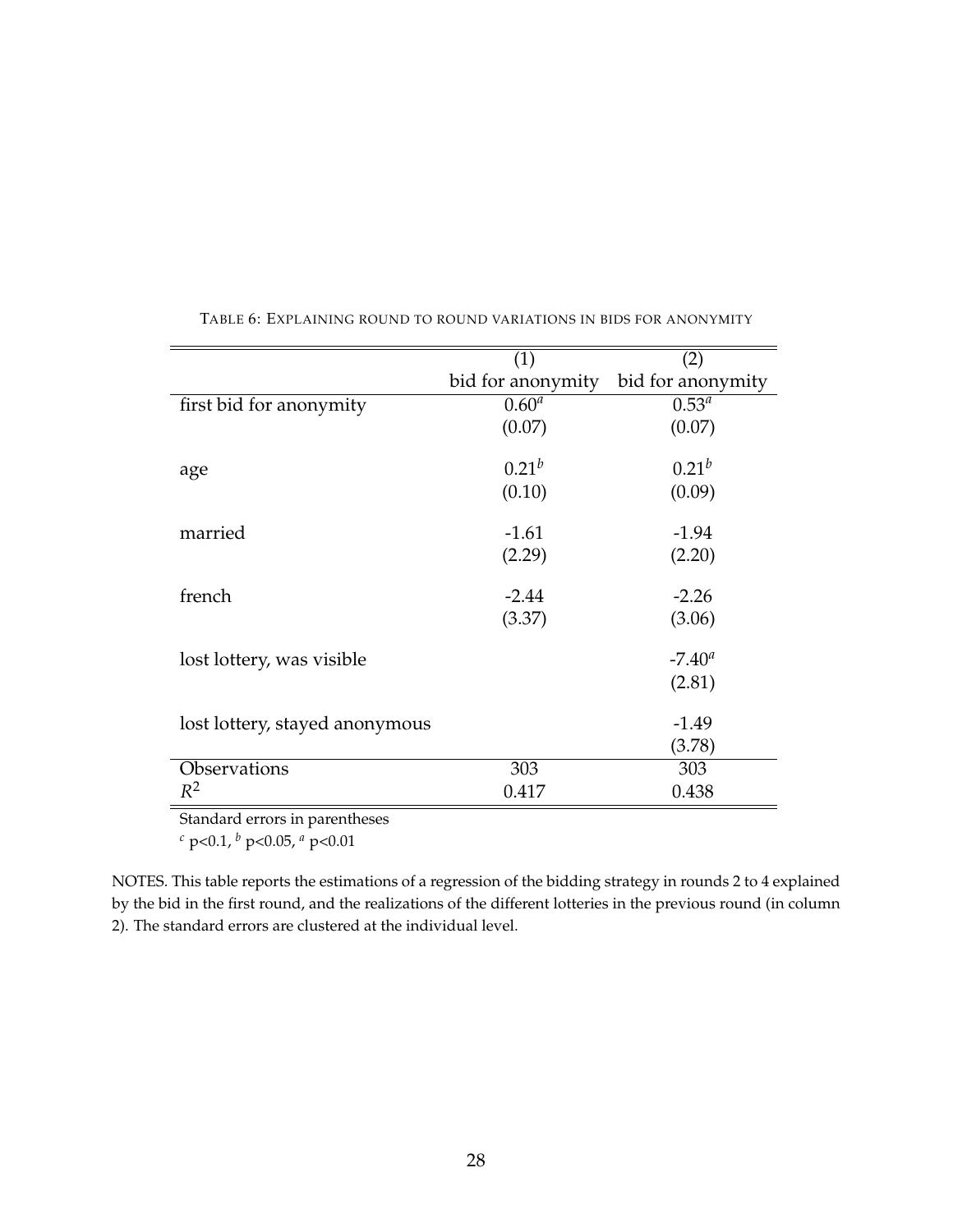TABLE 6: EXPLAINING ROUND TO ROUND VARIATIONS IN BIDS FOR ANONYMITY

| | (1) | (2) |
|---|---|---|
| | bid for anonymity | bid for anonymity |
| first bid for anonymity | $0.60^{a}$ | $0.53^{a}$ |
| | (0.07) | (0.07) |
| age | $0.21^{b}$ | $0.21^{b}$ |
| | (0.10) | (0.09) |
| married | -1.61 | -1.94 |
| | (2.29) | (2.20) |
| french | -2.44 | -2.26 |
| | (3.37) | (3.06) |
| lost lottery, was visible | | $-7.40^{a}$ |
| | | (2.81) |
| lost lottery, stayed anonymous | | -1.49 |
| | | (3.78) |
| Observations | 303 | 303 |
| $R^2$ | 0.417 | 0.438 |

Standard errors in parentheses

$^{c}$ p<0.1, $^{b}$ p<0.05, $^{a}$ p<0.01

NOTES. This table reports the estimations of a regression of the bidding strategy in rounds 2 to 4 explained by the bid in the first round, and the realizations of the different lotteries in the previous round (in column 2). The standard errors are clustered at the individual level.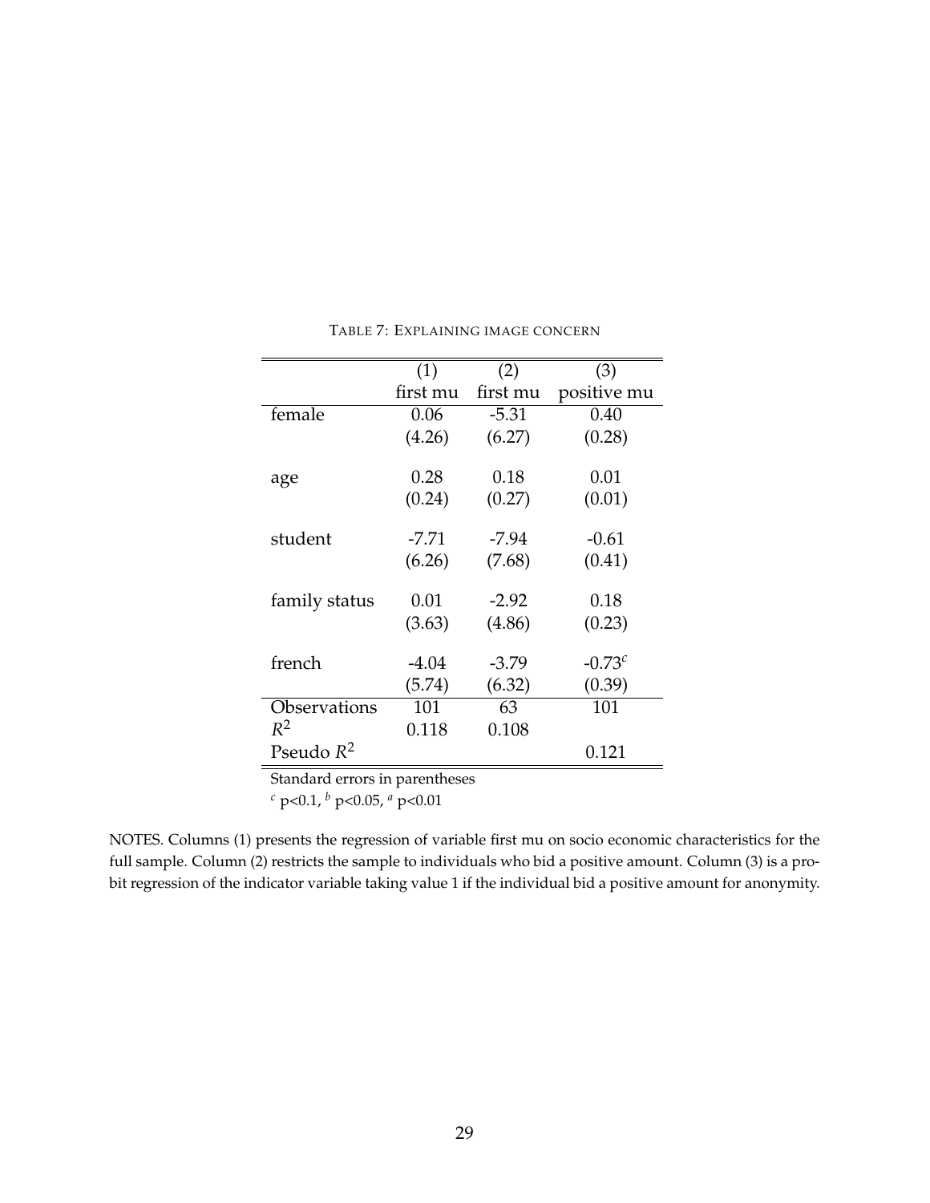TABLE 7: EXPLAINING IMAGE CONCERN

| | (1) | (2) | (3) |
|---|---|---|---|
| | first mu | first mu | positive mu |
| female | 0.06 | -5.31 | 0.40 |
| | (4.26) | (6.27) | (0.28) |
| age | 0.28 | 0.18 | 0.01 |
| | (0.24) | (0.27) | (0.01) |
| student | -7.71 | -7.94 | -0.61 |
| | (6.26) | (7.68) | (0.41) |
| family status | 0.01 | -2.92 | 0.18 |
| | (3.63) | (4.86) | (0.23) |
| french | -4.04 | -3.79 | -0.73[c] |
| | (5.74) | (6.32) | (0.39) |
| Observations | 101 | 63 | 101 |
| $R^2$ | 0.118 | 0.108 | |
| Pseudo $R^2$ | | | 0.121 |

Standard errors in parentheses

[c] $p<0.1$, [b] $p<0.05$, [a] $p<0.01$

NOTES. Columns (1) presents the regression of variable first mu on socio economic characteristics for the full sample. Column (2) restricts the sample to individuals who bid a positive amount. Column (3) is a probit regression of the indicator variable taking value 1 if the individual bid a positive amount for anonymity.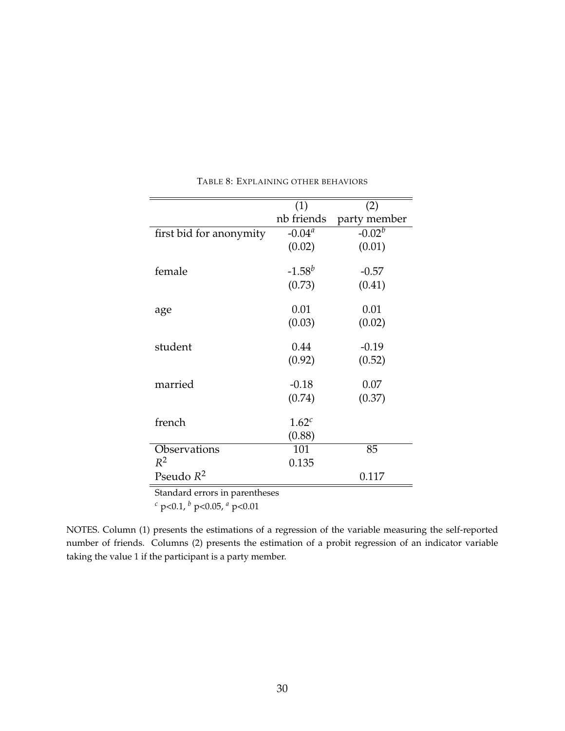Table 8: Explaining other behaviors

| | (1) | (2) |
|---|---|---|
| | nb friends | party member |
| first bid for anonymity | -0.04[a] | -0.02[b] |
| | (0.02) | (0.01) |
| female | -1.58[b] | -0.57 |
| | (0.73) | (0.41) |
| age | 0.01 | 0.01 |
| | (0.03) | (0.02) |
| student | 0.44 | -0.19 |
| | (0.92) | (0.52) |
| married | -0.18 | 0.07 |
| | (0.74) | (0.37) |
| french | 1.62[c] | |
| | (0.88) | |
| Observations | 101 | 85 |
| $R^2$ | 0.135 | |
| Pseudo $R^2$ | | 0.117 |

Standard errors in parentheses

[c] p<0.1, [b] p<0.05, [a] p<0.01

NOTES. Column (1) presents the estimations of a regression of the variable measuring the self-reported number of friends. Columns (2) presents the estimation of a probit regression of an indicator variable taking the value 1 if the participant is a party member.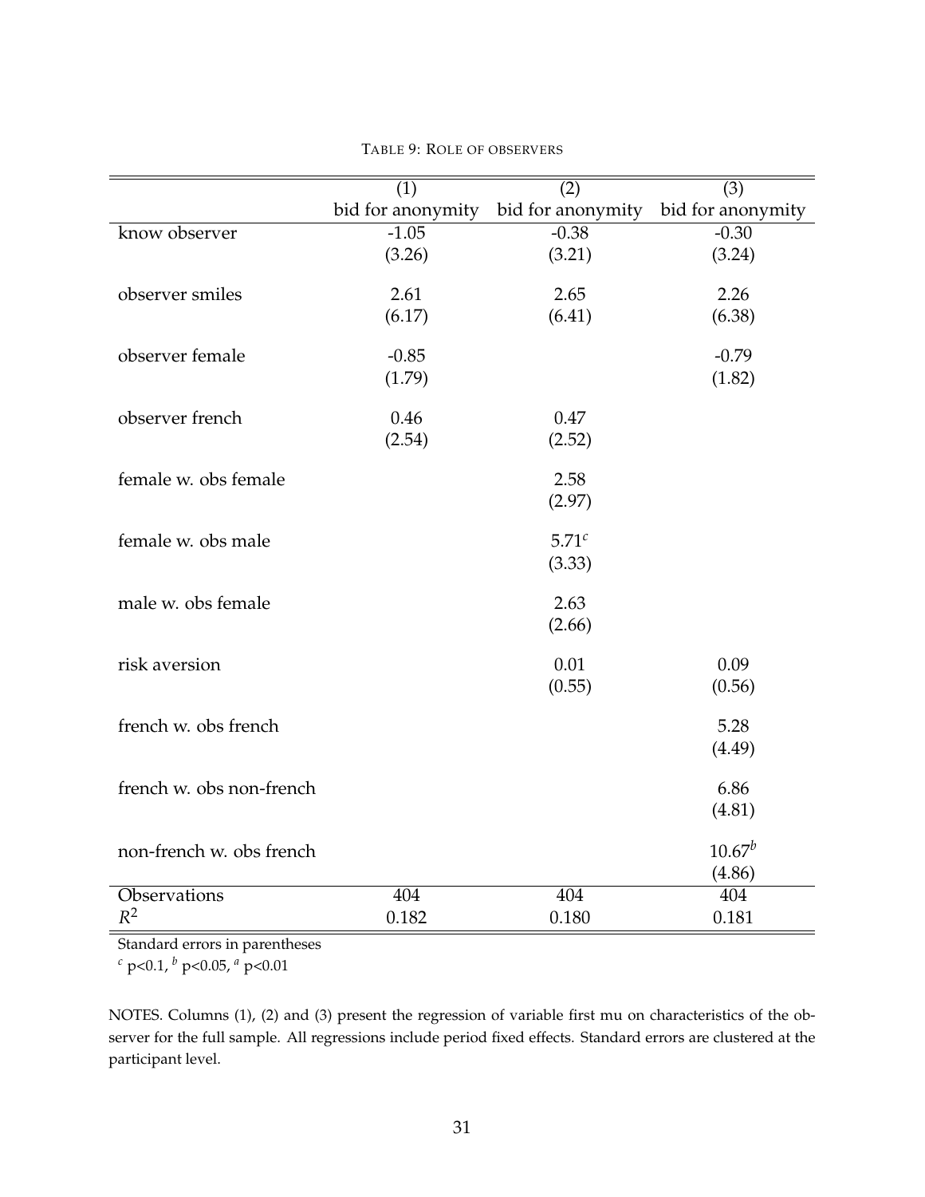TABLE 9: ROLE OF OBSERVERS

| | (1) | (2) | (3) |
|---|---|---|---|
| | bid for anonymity | bid for anonymity | bid for anonymity |
| know observer | -1.05 | -0.38 | -0.30 |
| | (3.26) | (3.21) | (3.24) |
| observer smiles | 2.61 | 2.65 | 2.26 |
| | (6.17) | (6.41) | (6.38) |
| observer female | -0.85 | | -0.79 |
| | (1.79) | | (1.82) |
| observer french | 0.46 | 0.47 | |
| | (2.54) | (2.52) | |
| female w. obs female | | 2.58 | |
| | | (2.97) | |
| female w. obs male | | 5.71[c] | |
| | | (3.33) | |
| male w. obs female | | 2.63 | |
| | | (2.66) | |
| risk aversion | | 0.01 | 0.09 |
| | | (0.55) | (0.56) |
| french w. obs french | | | 5.28 |
| | | | (4.49) |
| french w. obs non-french | | | 6.86 |
| | | | (4.81) |
| non-french w. obs french | | | 10.67[b] |
| | | | (4.86) |
| Observations | 404 | 404 | 404 |
| $R^2$ | 0.182 | 0.180 | 0.181 |

Standard errors in parentheses
[c] p<0.1, [b] p<0.05, [a] p<0.01

NOTES. Columns (1), (2) and (3) present the regression of variable first mu on characteristics of the observer for the full sample. All regressions include period fixed effects. Standard errors are clustered at the participant level.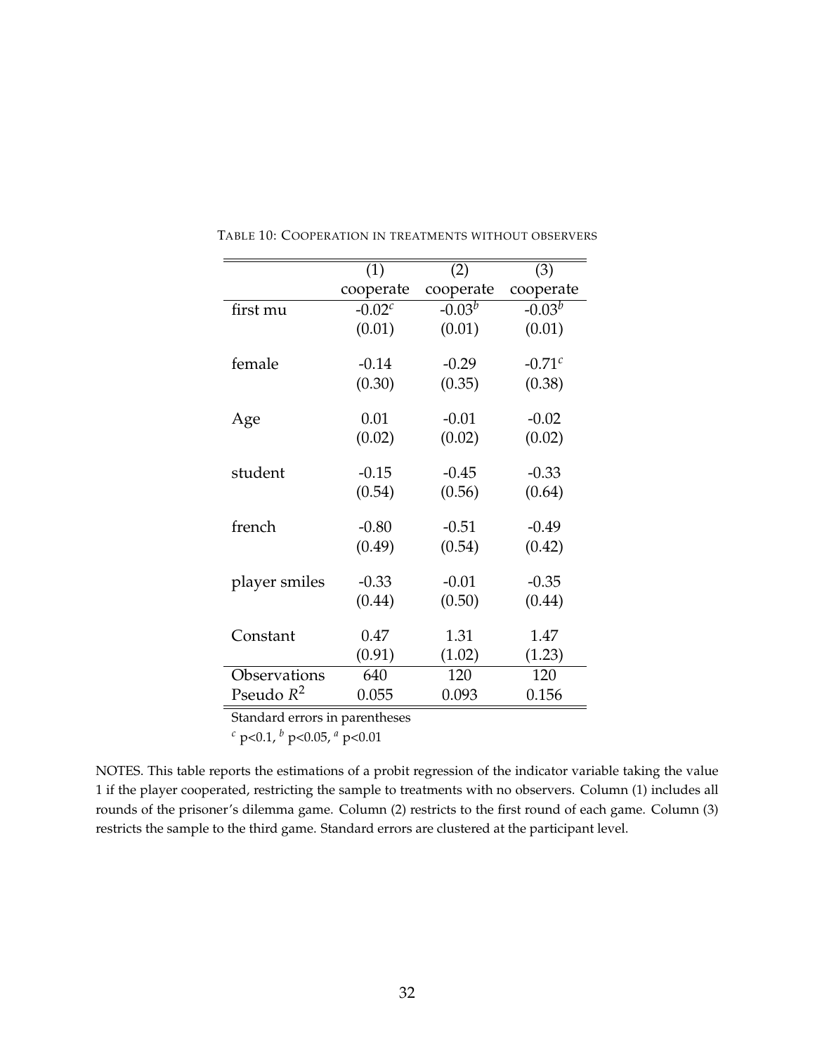TABLE 10: COOPERATION IN TREATMENTS WITHOUT OBSERVERS

| | (1) | (2) | (3) |
|---|---|---|---|
| | cooperate | cooperate | cooperate |
| first mu | -0.02[c] | -0.03[b] | -0.03[b] |
| | (0.01) | (0.01) | (0.01) |
| female | -0.14 | -0.29 | -0.71[c] |
| | (0.30) | (0.35) | (0.38) |
| Age | 0.01 | -0.01 | -0.02 |
| | (0.02) | (0.02) | (0.02) |
| student | -0.15 | -0.45 | -0.33 |
| | (0.54) | (0.56) | (0.64) |
| french | -0.80 | -0.51 | -0.49 |
| | (0.49) | (0.54) | (0.42) |
| player smiles | -0.33 | -0.01 | -0.35 |
| | (0.44) | (0.50) | (0.44) |
| Constant | 0.47 | 1.31 | 1.47 |
| | (0.91) | (1.02) | (1.23) |
| Observations | 640 | 120 | 120 |
| Pseudo $R^2$ | 0.055 | 0.093 | 0.156 |

Standard errors in parentheses

[c] $p<0.1$, [b] $p<0.05$, [a] $p<0.01$

NOTES. This table reports the estimations of a probit regression of the indicator variable taking the value 1 if the player cooperated, restricting the sample to treatments with no observers. Column (1) includes all rounds of the prisoner's dilemma game. Column (2) restricts to the first round of each game. Column (3) restricts the sample to the third game. Standard errors are clustered at the participant level.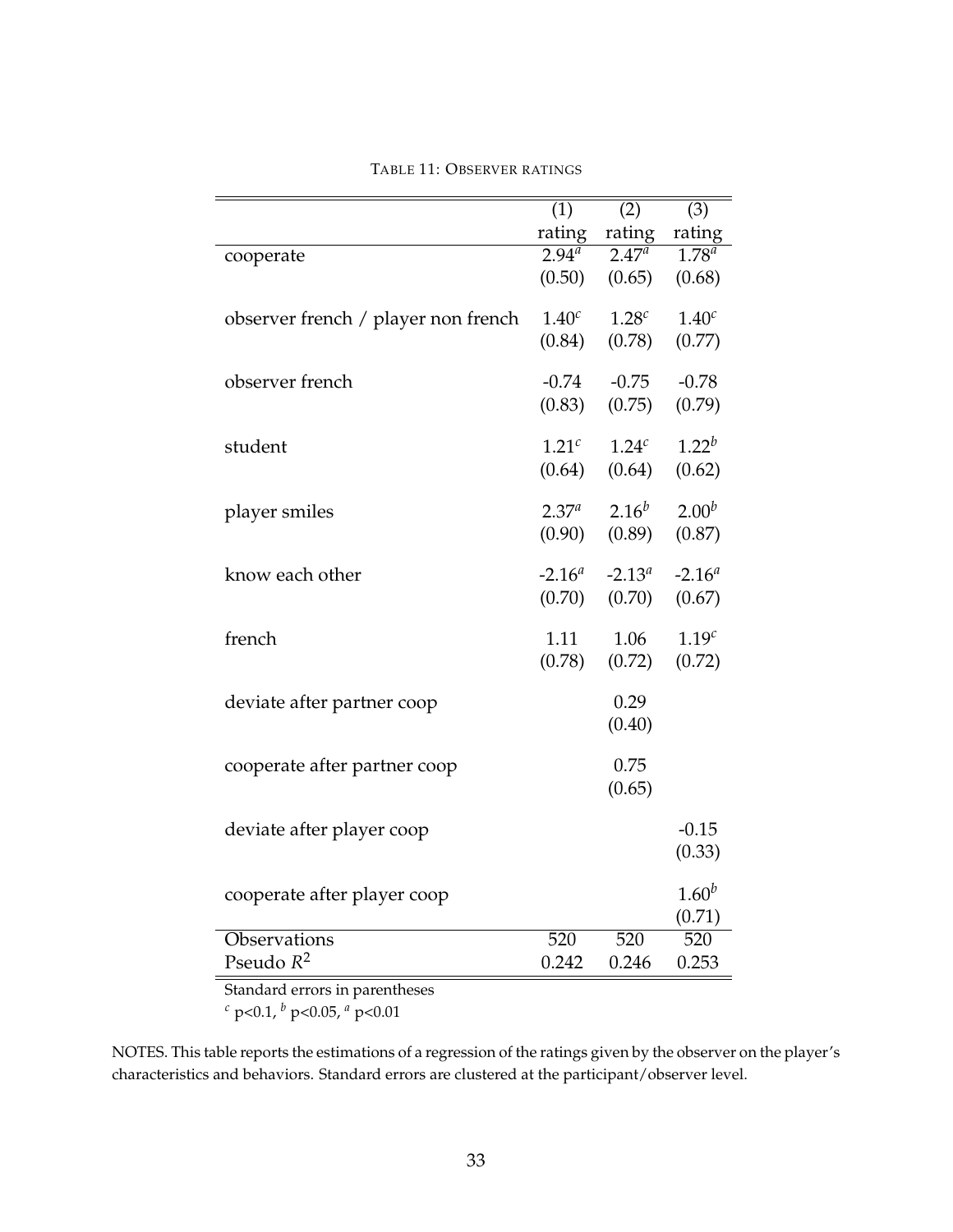TABLE 11: OBSERVER RATINGS

| | (1) rating | (2) rating | (3) rating |
|---|---|---|---|
| cooperate | $2.94^{a}$ | $2.47^{a}$ | $1.78^{a}$ |
| | (0.50) | (0.65) | (0.68) |
| observer french / player non french | $1.40^{c}$ | $1.28^{c}$ | $1.40^{c}$ |
| | (0.84) | (0.78) | (0.77) |
| observer french | -0.74 | -0.75 | -0.78 |
| | (0.83) | (0.75) | (0.79) |
| student | $1.21^{c}$ | $1.24^{c}$ | $1.22^{b}$ |
| | (0.64) | (0.64) | (0.62) |
| player smiles | $2.37^{a}$ | $2.16^{b}$ | $2.00^{b}$ |
| | (0.90) | (0.89) | (0.87) |
| know each other | $-2.16^{a}$ | $-2.13^{a}$ | $-2.16^{a}$ |
| | (0.70) | (0.70) | (0.67) |
| french | 1.11 | 1.06 | $1.19^{c}$ |
| | (0.78) | (0.72) | (0.72) |
| deviate after partner coop | | 0.29 | |
| | | (0.40) | |
| cooperate after partner coop | | 0.75 | |
| | | (0.65) | |
| deviate after player coop | | | -0.15 |
| | | | (0.33) |
| cooperate after player coop | | | $1.60^{b}$ |
| | | | (0.71) |
| Observations | 520 | 520 | 520 |
| Pseudo $R^2$ | 0.242 | 0.246 | 0.253 |

Standard errors in parentheses

$^{c}$ $p<0.1$, $^{b}$ $p<0.05$, $^{a}$ $p<0.01$

NOTES. This table reports the estimations of a regression of the ratings given by the observer on the player's characteristics and behaviors. Standard errors are clustered at the participant/observer level.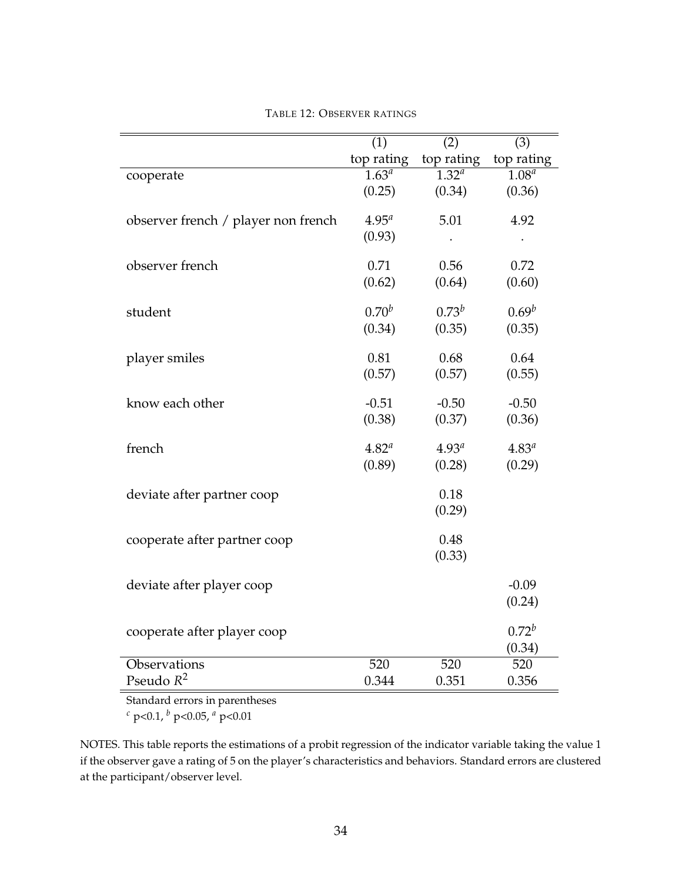TABLE 12: OBSERVER RATINGS

| | (1) | (2) | (3) |
|---|---|---|---|
| | top rating | top rating | top rating |
| cooperate | $1.63^a$ | $1.32^a$ | $1.08^a$ |
| | (0.25) | (0.34) | (0.36) |
| observer french / player non french | $4.95^a$ | 5.01 | 4.92 |
| | (0.93) | . | . |
| observer french | 0.71 | 0.56 | 0.72 |
| | (0.62) | (0.64) | (0.60) |
| student | $0.70^b$ | $0.73^b$ | $0.69^b$ |
| | (0.34) | (0.35) | (0.35) |
| player smiles | 0.81 | 0.68 | 0.64 |
| | (0.57) | (0.57) | (0.55) |
| know each other | -0.51 | -0.50 | -0.50 |
| | (0.38) | (0.37) | (0.36) |
| french | $4.82^a$ | $4.93^a$ | $4.83^a$ |
| | (0.89) | (0.28) | (0.29) |
| deviate after partner coop | | 0.18 | |
| | | (0.29) | |
| cooperate after partner coop | | 0.48 | |
| | | (0.33) | |
| deviate after player coop | | | -0.09 |
| | | | (0.24) |
| cooperate after player coop | | | $0.72^b$ |
| | | | (0.34) |
| Observations | 520 | 520 | 520 |
| Pseudo $R^2$ | 0.344 | 0.351 | 0.356 |

Standard errors in parentheses

$^c$ p<0.1, $^b$ p<0.05, $^a$ p<0.01

NOTES. This table reports the estimations of a probit regression of the indicator variable taking the value 1 if the observer gave a rating of 5 on the player's characteristics and behaviors. Standard errors are clustered at the participant/observer level.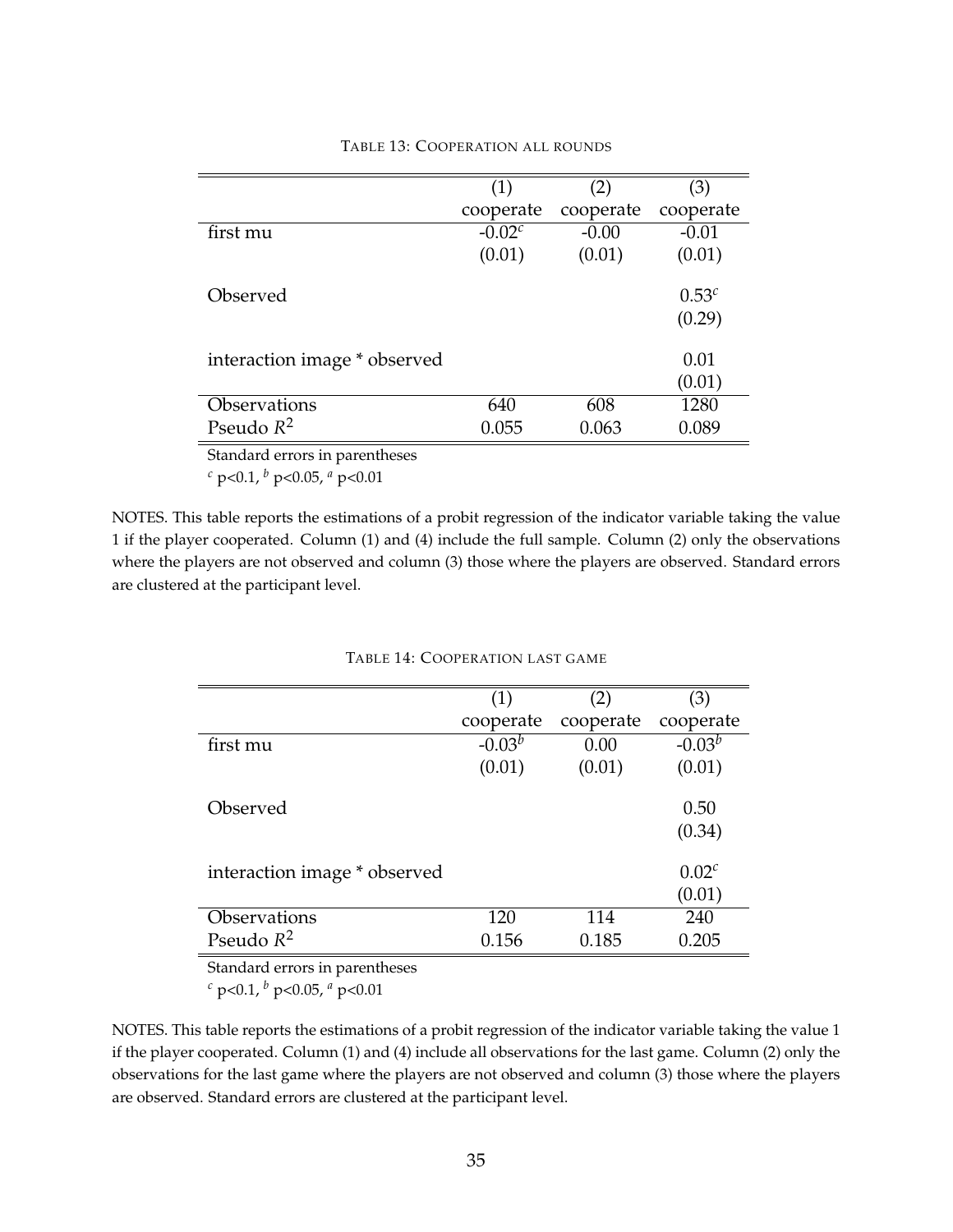TABLE 13: COOPERATION ALL ROUNDS

| | (1) | (2) | (3) |
|---|---|---|---|
| | cooperate | cooperate | cooperate |
| first mu | -0.02[c] | -0.00 | -0.01 |
| | (0.01) | (0.01) | (0.01) |
| Observed | | | 0.53[c] |
| | | | (0.29) |
| interaction image * observed | | | 0.01 |
| | | | (0.01) |
| Observations | 640 | 608 | 1280 |
| Pseudo $R^2$ | 0.055 | 0.063 | 0.089 |

Standard errors in parentheses
[c] p<0.1, [b] p<0.05, [a] p<0.01

NOTES. This table reports the estimations of a probit regression of the indicator variable taking the value 1 if the player cooperated. Column (1) and (4) include the full sample. Column (2) only the observations where the players are not observed and column (3) those where the players are observed. Standard errors are clustered at the participant level.

TABLE 14: COOPERATION LAST GAME

| | (1) | (2) | (3) |
|---|---|---|---|
| | cooperate | cooperate | cooperate |
| first mu | -0.03[b] | 0.00 | -0.03[b] |
| | (0.01) | (0.01) | (0.01) |
| Observed | | | 0.50 |
| | | | (0.34) |
| interaction image * observed | | | 0.02[c] |
| | | | (0.01) |
| Observations | 120 | 114 | 240 |
| Pseudo $R^2$ | 0.156 | 0.185 | 0.205 |

Standard errors in parentheses
[c] p<0.1, [b] p<0.05, [a] p<0.01

NOTES. This table reports the estimations of a probit regression of the indicator variable taking the value 1 if the player cooperated. Column (1) and (4) include all observations for the last game. Column (2) only the observations for the last game where the players are not observed and column (3) those where the players are observed. Standard errors are clustered at the participant level.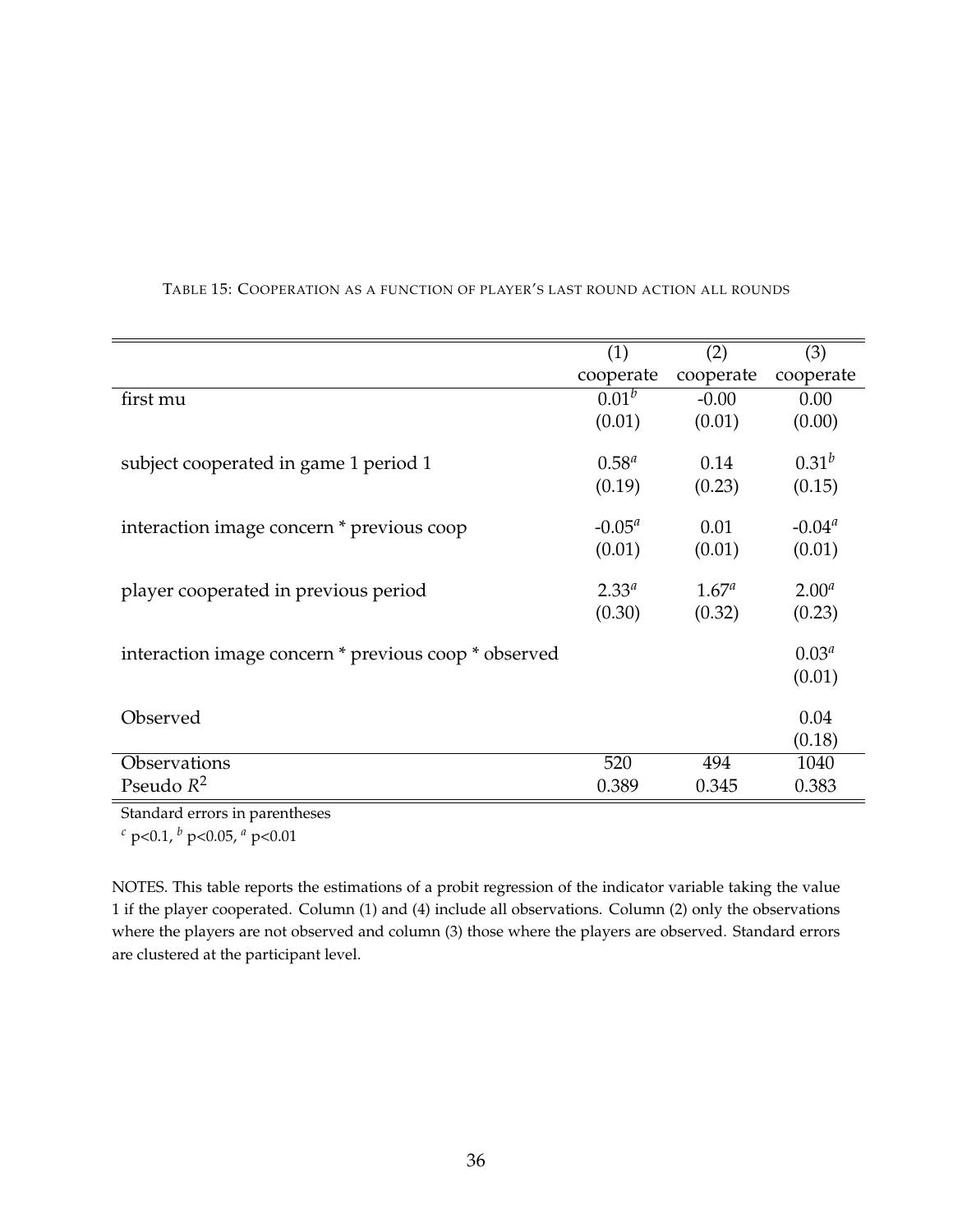TABLE 15: COOPERATION AS A FUNCTION OF PLAYER'S LAST ROUND ACTION ALL ROUNDS

| | (1) | (2) | (3) |
|---|---|---|---|
| | cooperate | cooperate | cooperate |
| first mu | $0.01^{b}$ | -0.00 | 0.00 |
| | (0.01) | (0.01) | (0.00) |
| subject cooperated in game 1 period 1 | $0.58^{a}$ | 0.14 | $0.31^{b}$ |
| | (0.19) | (0.23) | (0.15) |
| interaction image concern * previous coop | $-0.05^{a}$ | 0.01 | $-0.04^{a}$ |
| | (0.01) | (0.01) | (0.01) |
| player cooperated in previous period | $2.33^{a}$ | $1.67^{a}$ | $2.00^{a}$ |
| | (0.30) | (0.32) | (0.23) |
| interaction image concern * previous coop * observed | | | $0.03^{a}$ |
| | | | (0.01) |
| Observed | | | 0.04 |
| | | | (0.18) |
| Observations | 520 | 494 | 1040 |
| Pseudo $R^2$ | 0.389 | 0.345 | 0.383 |

Standard errors in parentheses

$^{c}$ $p<0.1$, $^{b}$ $p<0.05$, $^{a}$ $p<0.01$

NOTES. This table reports the estimations of a probit regression of the indicator variable taking the value 1 if the player cooperated. Column (1) and (4) include all observations. Column (2) only the observations where the players are not observed and column (3) those where the players are observed. Standard errors are clustered at the participant level.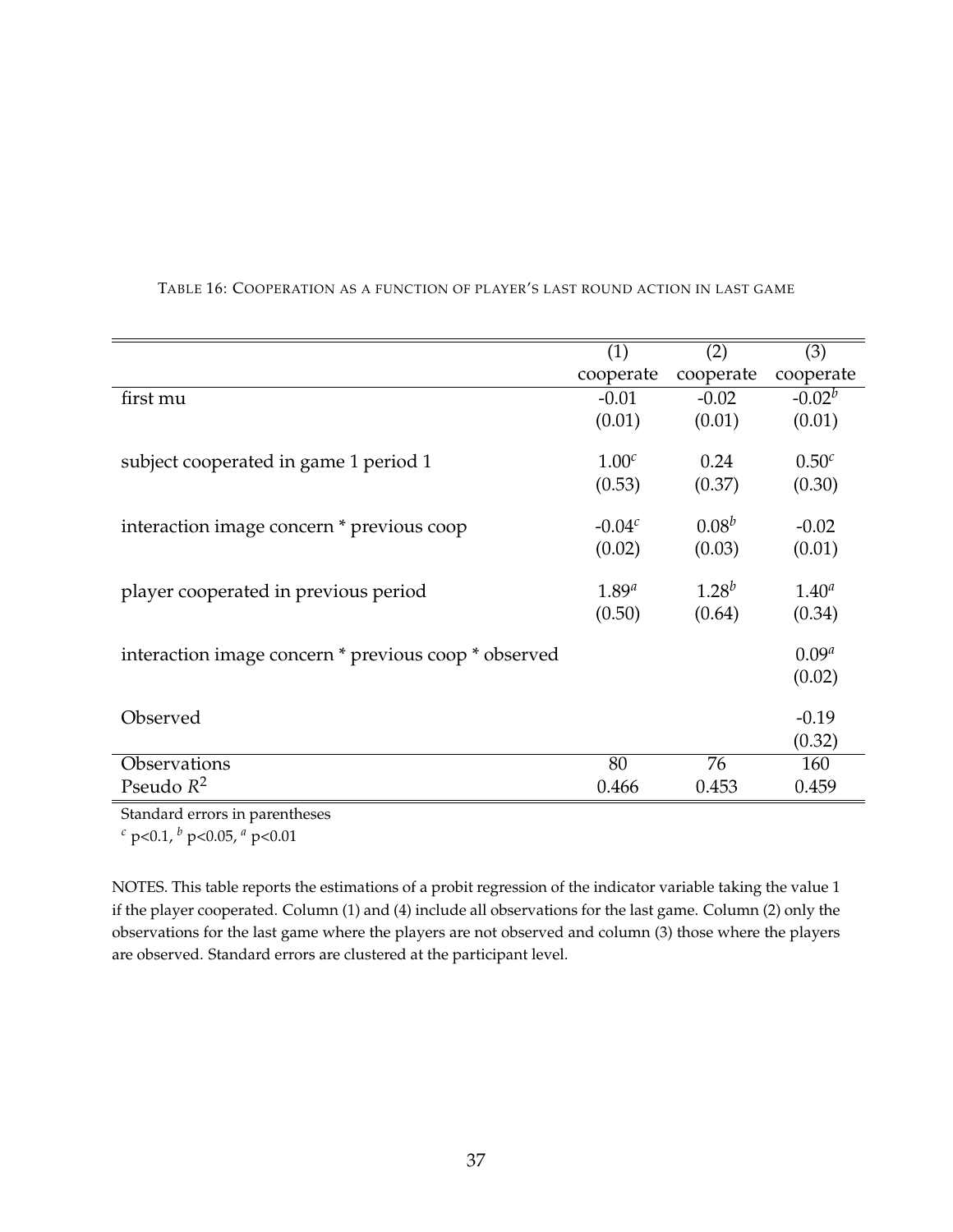TABLE 16: COOPERATION AS A FUNCTION OF PLAYER'S LAST ROUND ACTION IN LAST GAME

| | (1) | (2) | (3) |
|---|---|---|---|
| | cooperate | cooperate | cooperate |
| first mu | -0.01 | -0.02 | -0.02[b] |
| | (0.01) | (0.01) | (0.01) |
| subject cooperated in game 1 period 1 | 1.00[c] | 0.24 | 0.50[c] |
| | (0.53) | (0.37) | (0.30) |
| interaction image concern * previous coop | -0.04[c] | 0.08[b] | -0.02 |
| | (0.02) | (0.03) | (0.01) |
| player cooperated in previous period | 1.89[a] | 1.28[b] | 1.40[a] |
| | (0.50) | (0.64) | (0.34) |
| interaction image concern * previous coop * observed | | | 0.09[a] |
| | | | (0.02) |
| Observed | | | -0.19 |
| | | | (0.32) |
| Observations | 80 | 76 | 160 |
| Pseudo $R^2$ | 0.466 | 0.453 | 0.459 |

Standard errors in parentheses
[c] p<0.1, [b] p<0.05, [a] p<0.01

NOTES. This table reports the estimations of a probit regression of the indicator variable taking the value 1 if the player cooperated. Column (1) and (4) include all observations for the last game. Column (2) only the observations for the last game where the players are not observed and column (3) those where the players are observed. Standard errors are clustered at the participant level.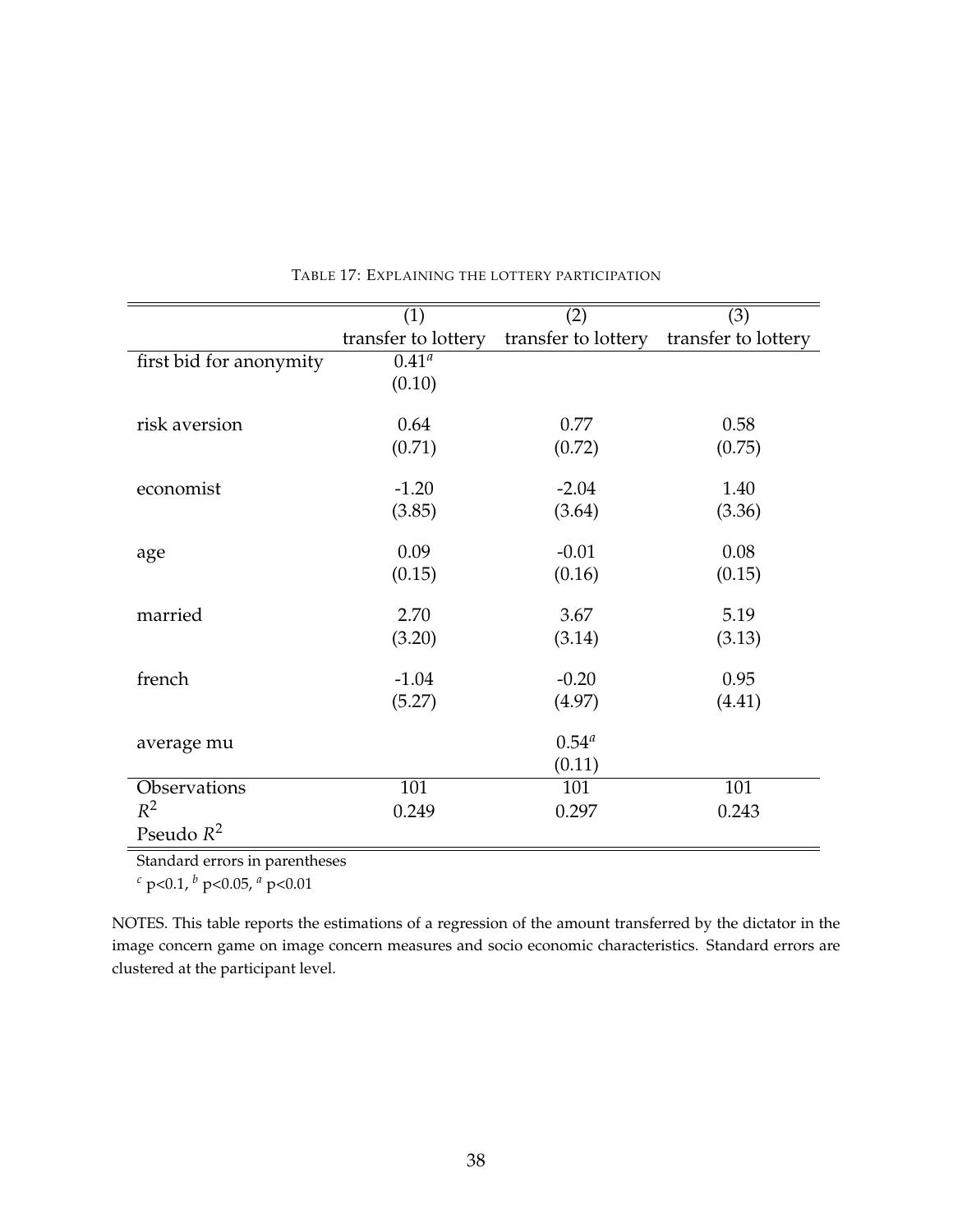TABLE 17: EXPLAINING THE LOTTERY PARTICIPATION

| | (1) | (2) | (3) |
|---|---|---|---|
| | transfer to lottery | transfer to lottery | transfer to lottery |
| first bid for anonymity | 0.41[a] | | |
| | (0.10) | | |
| risk aversion | 0.64 | 0.77 | 0.58 |
| | (0.71) | (0.72) | (0.75) |
| economist | -1.20 | -2.04 | 1.40 |
| | (3.85) | (3.64) | (3.36) |
| age | 0.09 | -0.01 | 0.08 |
| | (0.15) | (0.16) | (0.15) |
| married | 2.70 | 3.67 | 5.19 |
| | (3.20) | (3.14) | (3.13) |
| french | -1.04 | -0.20 | 0.95 |
| | (5.27) | (4.97) | (4.41) |
| average mu | | 0.54[a] | |
| | | (0.11) | |
| Observations | 101 | 101 | 101 |
| $R^2$ | 0.249 | 0.297 | 0.243 |
| Pseudo $R^2$ | | | |

Standard errors in parentheses

[c] $p<0.1$, [b] $p<0.05$, [a] $p<0.01$

NOTES. This table reports the estimations of a regression of the amount transferred by the dictator in the image concern game on image concern measures and socio economic characteristics. Standard errors are clustered at the participant level.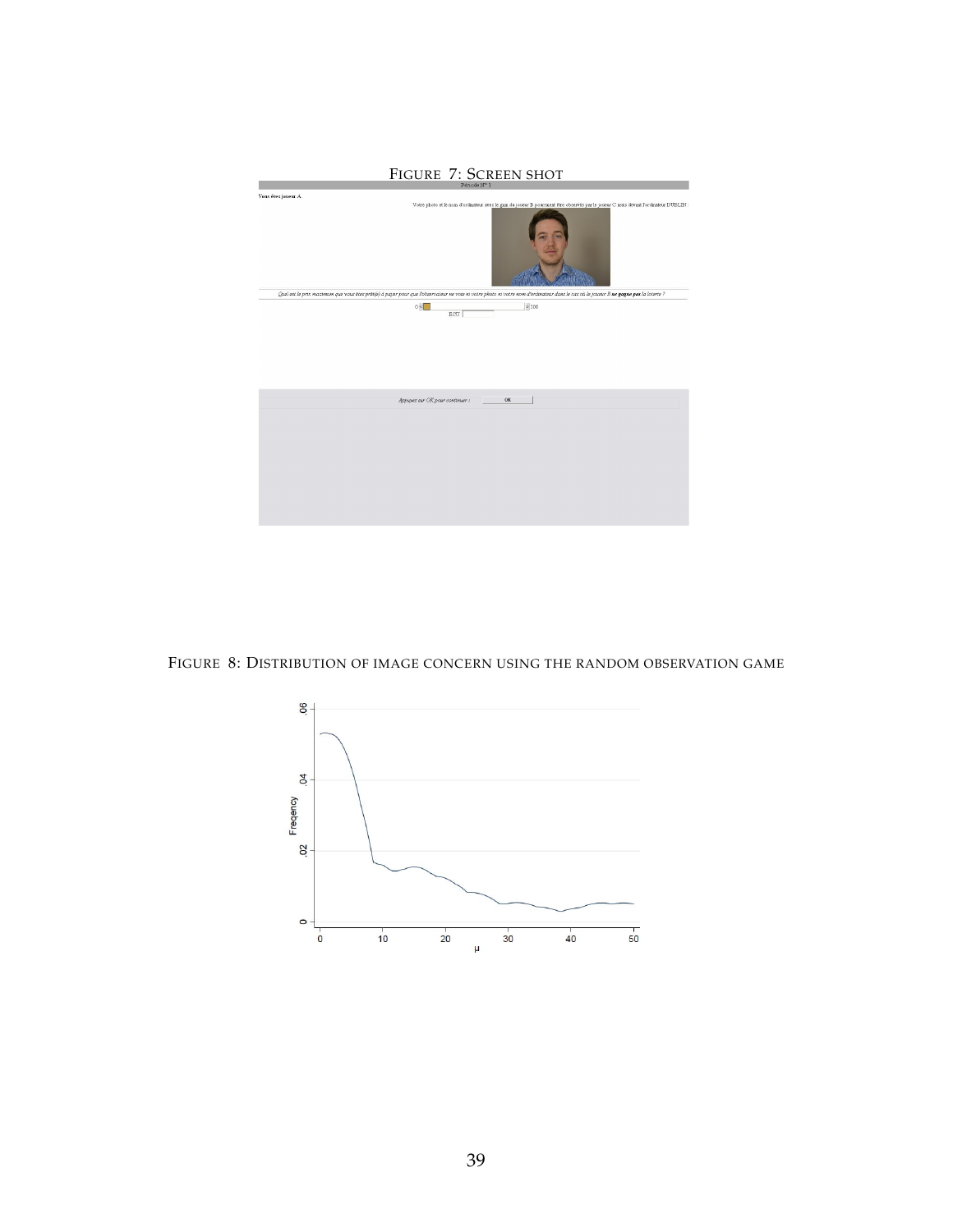FIGURE 7: SCREEN SHOT

FIGURE 8: DISTRIBUTION OF IMAGE CONCERN USING THE RANDOM OBSERVATION GAME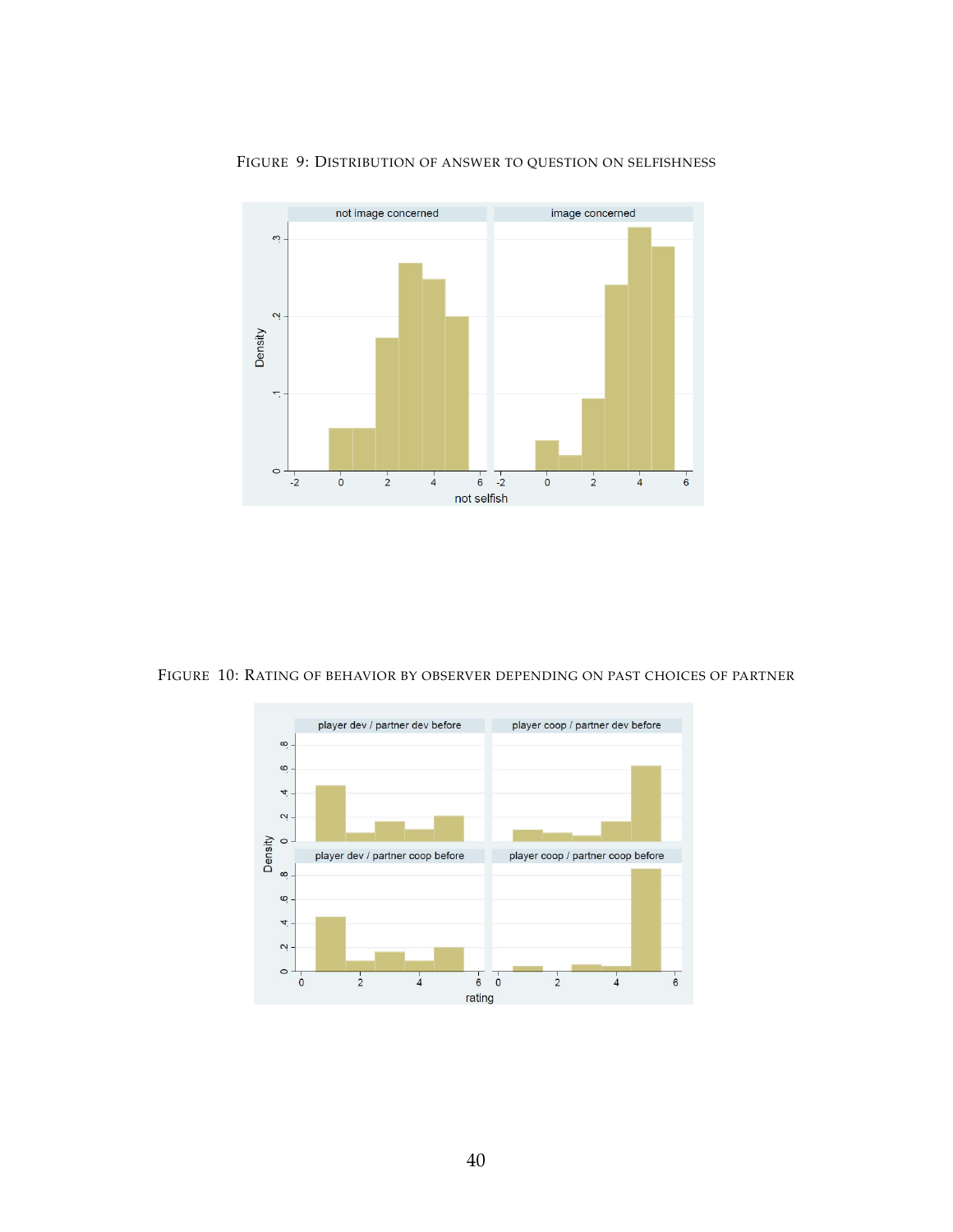Figure 9: Distribution of answer to question on selfishness

Figure 10: Rating of behavior by observer depending on past choices of partner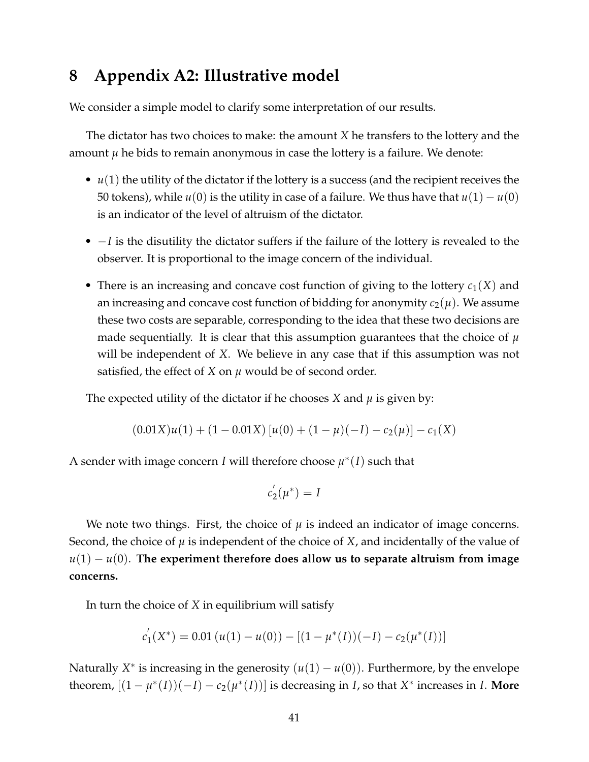# 8 Appendix A2: Illustrative model

We consider a simple model to clarify some interpretation of our results.

The dictator has two choices to make: the amount $X$ he transfers to the lottery and the amount $\mu$ he bids to remain anonymous in case the lottery is a failure. We denote:

- $u(1)$ the utility of the dictator if the lottery is a success (and the recipient receives the 50 tokens), while $u(0)$ is the utility in case of a failure. We thus have that $u(1) - u(0)$ is an indicator of the level of altruism of the dictator.
- $-I$ is the disutility the dictator suffers if the failure of the lottery is revealed to the observer. It is proportional to the image concern of the individual.
- There is an increasing and concave cost function of giving to the lottery $c_1(X)$ and an increasing and concave cost function of bidding for anonymity $c_2(\mu)$. We assume these two costs are separable, corresponding to the idea that these two decisions are made sequentially. It is clear that this assumption guarantees that the choice of $\mu$ will be independent of $X$. We believe in any case that if this assumption was not satisfied, the effect of $X$ on $\mu$ would be of second order.

The expected utility of the dictator if he chooses $X$ and $\mu$ is given by:

$$(0.01X)u(1) + (1 - 0.01X)\left[u(0) + (1-\mu)(-I) - c_2(\mu)\right] - c_1(X)$$

A sender with image concern $I$ will therefore choose $\mu^*(I)$ such that

$$c_2^{'}(\mu^*) = I$$

We note two things. First, the choice of $\mu$ is indeed an indicator of image concerns. Second, the choice of $\mu$ is independent of the choice of $X$, and incidentally of the value of $u(1) - u(0)$. **The experiment therefore does allow us to separate altruism from image concerns.**

In turn the choice of $X$ in equilibrium will satisfy

$$c_1^{'}(X^*) = 0.01\left(u(1) - u(0)\right) - \left[(1 - \mu^*(I))(-I) - c_2(\mu^*(I))\right]$$

Naturally $X^*$ is increasing in the generosity $(u(1) - u(0))$. Furthermore, by the envelope theorem, $[(1 - \mu^*(I))(-I) - c_2(\mu^*(I))]$ is decreasing in $I$, so that $X^*$ increases in $I$. **More**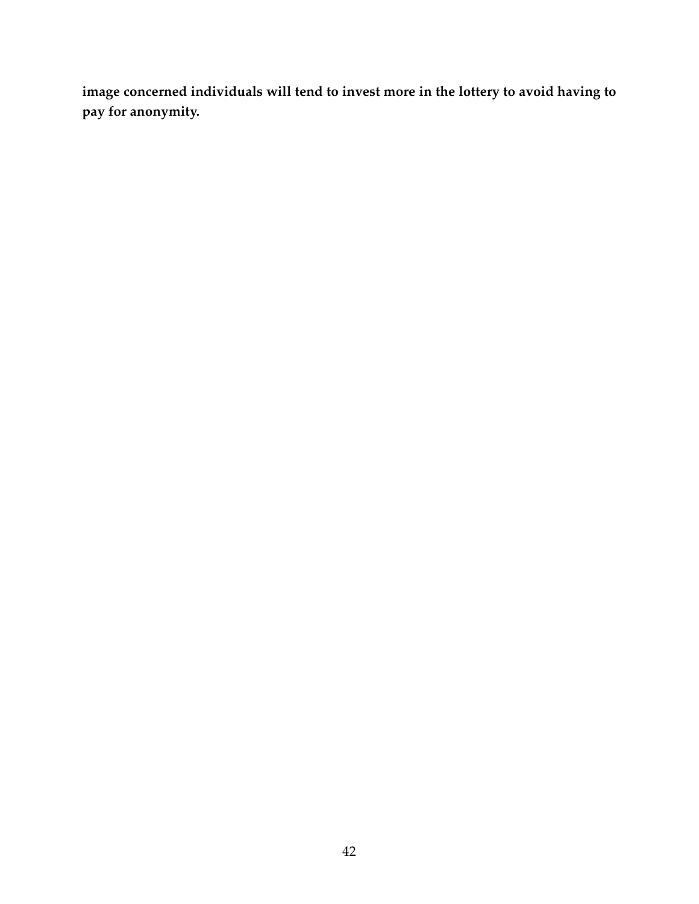**image concerned individuals will tend to invest more in the lottery to avoid having to pay for anonymity.**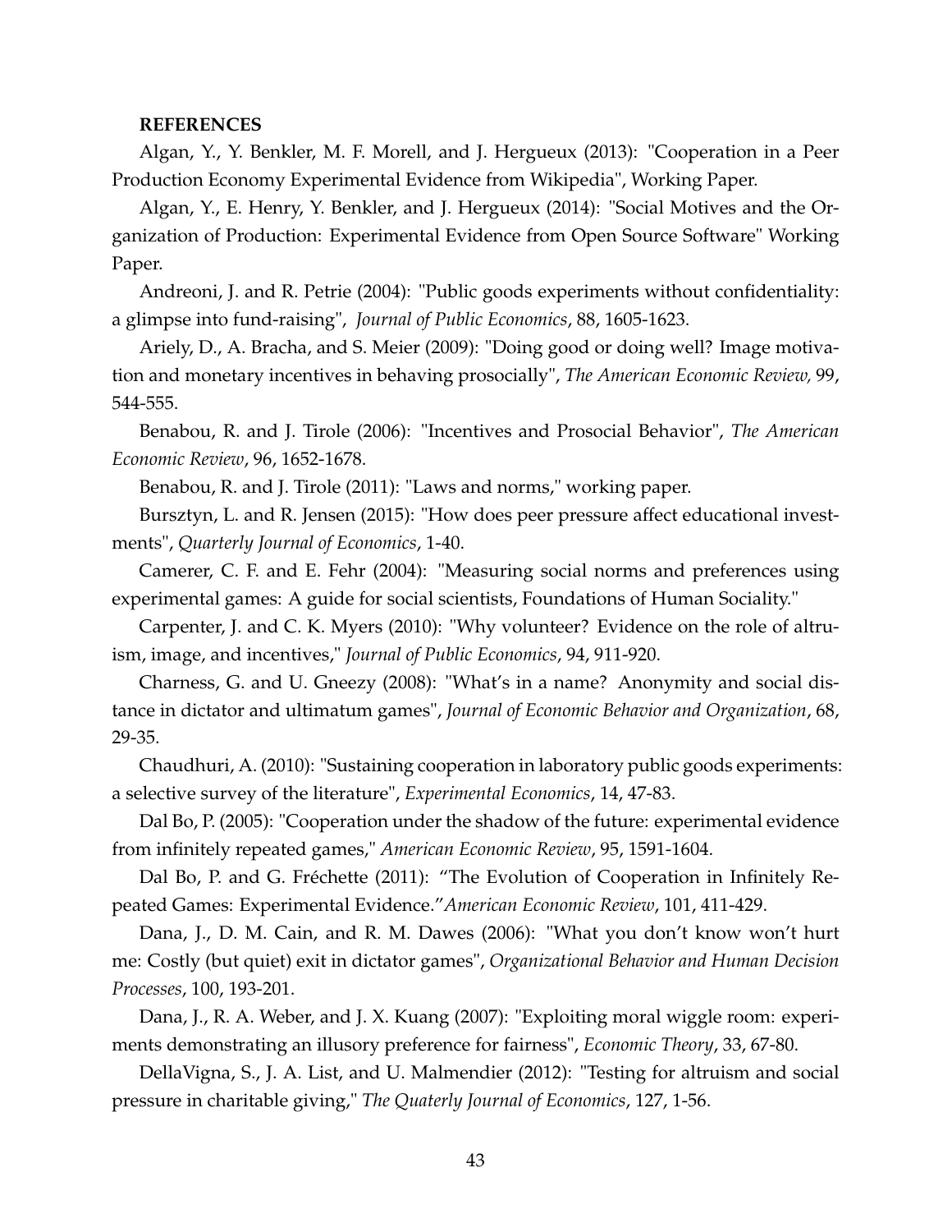**REFERENCES**

Algan, Y., Y. Benkler, M. F. Morell, and J. Hergueux (2013): "Cooperation in a Peer Production Economy Experimental Evidence from Wikipedia", Working Paper.

Algan, Y., E. Henry, Y. Benkler, and J. Hergueux (2014): "Social Motives and the Organization of Production: Experimental Evidence from Open Source Software" Working Paper.

Andreoni, J. and R. Petrie (2004): "Public goods experiments without confidentiality: a glimpse into fund-raising", *Journal of Public Economics*, 88, 1605-1623.

Ariely, D., A. Bracha, and S. Meier (2009): "Doing good or doing well? Image motivation and monetary incentives in behaving prosocially", *The American Economic Review,* 99, 544-555.

Benabou, R. and J. Tirole (2006): "Incentives and Prosocial Behavior", *The American Economic Review*, 96, 1652-1678.

Benabou, R. and J. Tirole (2011): "Laws and norms," working paper.

Bursztyn, L. and R. Jensen (2015): "How does peer pressure affect educational investments", *Quarterly Journal of Economics*, 1-40.

Camerer, C. F. and E. Fehr (2004): "Measuring social norms and preferences using experimental games: A guide for social scientists, Foundations of Human Sociality."

Carpenter, J. and C. K. Myers (2010): "Why volunteer? Evidence on the role of altruism, image, and incentives," *Journal of Public Economics*, 94, 911-920.

Charness, G. and U. Gneezy (2008): "What's in a name? Anonymity and social distance in dictator and ultimatum games", *Journal of Economic Behavior and Organization*, 68, 29-35.

Chaudhuri, A. (2010): "Sustaining cooperation in laboratory public goods experiments: a selective survey of the literature", *Experimental Economics*, 14, 47-83.

Dal Bo, P. (2005): "Cooperation under the shadow of the future: experimental evidence from infinitely repeated games," *American Economic Review*, 95, 1591-1604.

Dal Bo, P. and G. Fréchette (2011): "The Evolution of Cooperation in Infinitely Repeated Games: Experimental Evidence."*American Economic Review*, 101, 411-429.

Dana, J., D. M. Cain, and R. M. Dawes (2006): "What you don't know won't hurt me: Costly (but quiet) exit in dictator games", *Organizational Behavior and Human Decision Processes*, 100, 193-201.

Dana, J., R. A. Weber, and J. X. Kuang (2007): "Exploiting moral wiggle room: experiments demonstrating an illusory preference for fairness", *Economic Theory*, 33, 67-80.

DellaVigna, S., J. A. List, and U. Malmendier (2012): "Testing for altruism and social pressure in charitable giving," *The Quaterly Journal of Economics*, 127, 1-56.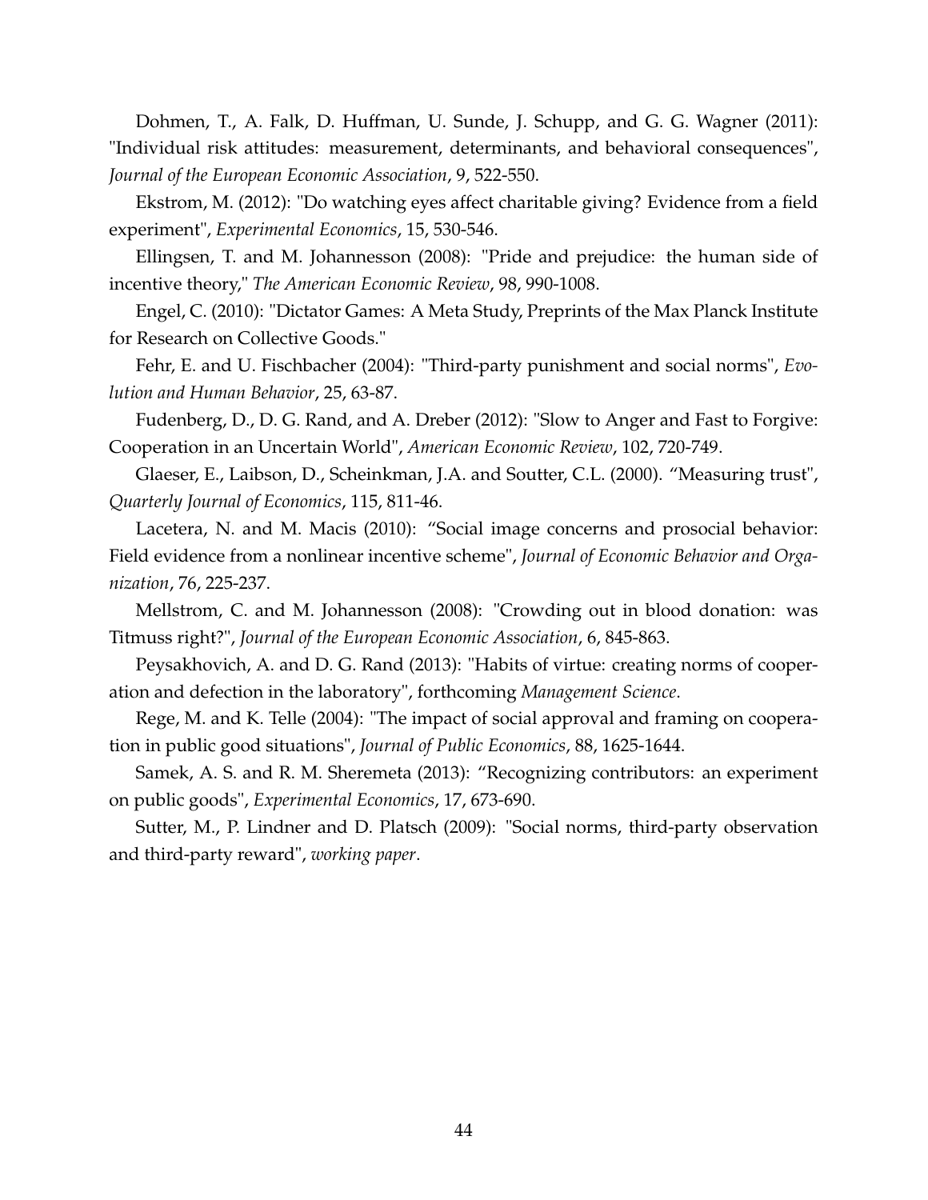Dohmen, T., A. Falk, D. Huffman, U. Sunde, J. Schupp, and G. G. Wagner (2011): "Individual risk attitudes: measurement, determinants, and behavioral consequences", *Journal of the European Economic Association*, 9, 522-550.

Ekstrom, M. (2012): "Do watching eyes affect charitable giving? Evidence from a field experiment", *Experimental Economics*, 15, 530-546.

Ellingsen, T. and M. Johannesson (2008): "Pride and prejudice: the human side of incentive theory," *The American Economic Review*, 98, 990-1008.

Engel, C. (2010): "Dictator Games: A Meta Study, Preprints of the Max Planck Institute for Research on Collective Goods."

Fehr, E. and U. Fischbacher (2004): "Third-party punishment and social norms", *Evolution and Human Behavior*, 25, 63-87.

Fudenberg, D., D. G. Rand, and A. Dreber (2012): "Slow to Anger and Fast to Forgive: Cooperation in an Uncertain World", *American Economic Review*, 102, 720-749.

Glaeser, E., Laibson, D., Scheinkman, J.A. and Soutter, C.L. (2000). "Measuring trust", *Quarterly Journal of Economics*, 115, 811-46.

Lacetera, N. and M. Macis (2010): "Social image concerns and prosocial behavior: Field evidence from a nonlinear incentive scheme", *Journal of Economic Behavior and Organization*, 76, 225-237.

Mellstrom, C. and M. Johannesson (2008): "Crowding out in blood donation: was Titmuss right?", *Journal of the European Economic Association*, 6, 845-863.

Peysakhovich, A. and D. G. Rand (2013): "Habits of virtue: creating norms of cooperation and defection in the laboratory", forthcoming *Management Science*.

Rege, M. and K. Telle (2004): "The impact of social approval and framing on cooperation in public good situations", *Journal of Public Economics*, 88, 1625-1644.

Samek, A. S. and R. M. Sheremeta (2013): "Recognizing contributors: an experiment on public goods", *Experimental Economics*, 17, 673-690.

Sutter, M., P. Lindner and D. Platsch (2009): "Social norms, third-party observation and third-party reward", *working paper*.